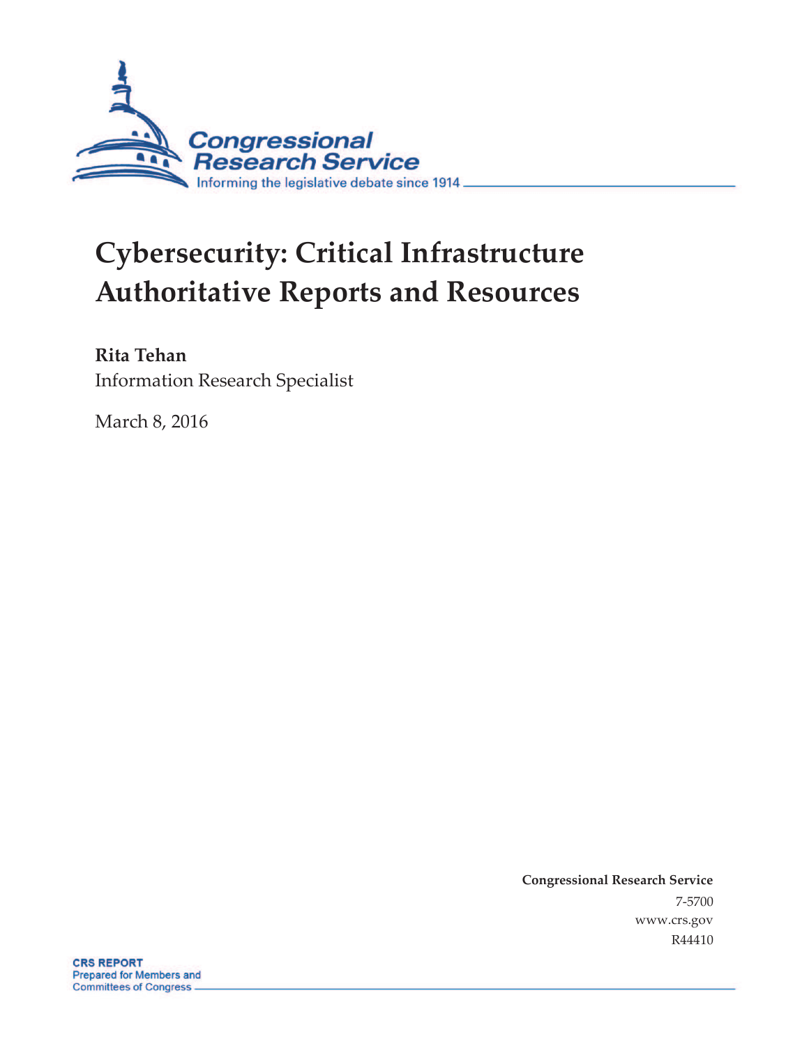Congressional Research Service

Informing the legislative debate since 1914

# Cybersecurity: Critical Infrastructure Authoritative Reports and Resources

**Rita Tehan**

Information Research Specialist

March 8, 2016

**Congressional Research Service**

7-5700

www.crs.gov

R44410

**CRS REPORT**

Prepared for Members and Committees of Congress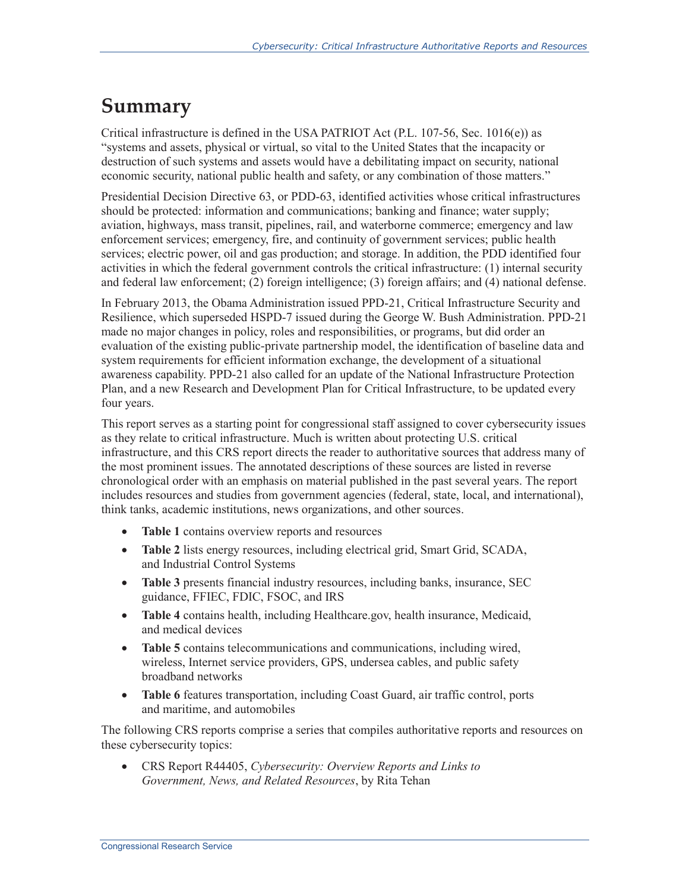# Summary

Critical infrastructure is defined in the USA PATRIOT Act (P.L. 107-56, Sec. 1016(e)) as "systems and assets, physical or virtual, so vital to the United States that the incapacity or destruction of such systems and assets would have a debilitating impact on security, national economic security, national public health and safety, or any combination of those matters."

Presidential Decision Directive 63, or PDD-63, identified activities whose critical infrastructures should be protected: information and communications; banking and finance; water supply; aviation, highways, mass transit, pipelines, rail, and waterborne commerce; emergency and law enforcement services; emergency, fire, and continuity of government services; public health services; electric power, oil and gas production; and storage. In addition, the PDD identified four activities in which the federal government controls the critical infrastructure: (1) internal security and federal law enforcement; (2) foreign intelligence; (3) foreign affairs; and (4) national defense.

In February 2013, the Obama Administration issued PPD-21, Critical Infrastructure Security and Resilience, which superseded HSPD-7 issued during the George W. Bush Administration. PPD-21 made no major changes in policy, roles and responsibilities, or programs, but did order an evaluation of the existing public-private partnership model, the identification of baseline data and system requirements for efficient information exchange, the development of a situational awareness capability. PPD-21 also called for an update of the National Infrastructure Protection Plan, and a new Research and Development Plan for Critical Infrastructure, to be updated every four years.

This report serves as a starting point for congressional staff assigned to cover cybersecurity issues as they relate to critical infrastructure. Much is written about protecting U.S. critical infrastructure, and this CRS report directs the reader to authoritative sources that address many of the most prominent issues. The annotated descriptions of these sources are listed in reverse chronological order with an emphasis on material published in the past several years. The report includes resources and studies from government agencies (federal, state, local, and international), think tanks, academic institutions, news organizations, and other sources.

- **Table 1** contains overview reports and resources
- **Table 2** lists energy resources, including electrical grid, Smart Grid, SCADA, and Industrial Control Systems
- **Table 3** presents financial industry resources, including banks, insurance, SEC guidance, FFIEC, FDIC, FSOC, and IRS
- **Table 4** contains health, including Healthcare.gov, health insurance, Medicaid, and medical devices
- **Table 5** contains telecommunications and communications, including wired, wireless, Internet service providers, GPS, undersea cables, and public safety broadband networks
- **Table 6** features transportation, including Coast Guard, air traffic control, ports and maritime, and automobiles

The following CRS reports comprise a series that compiles authoritative reports and resources on these cybersecurity topics:

- CRS Report R44405, *Cybersecurity: Overview Reports and Links to Government, News, and Related Resources*, by Rita Tehan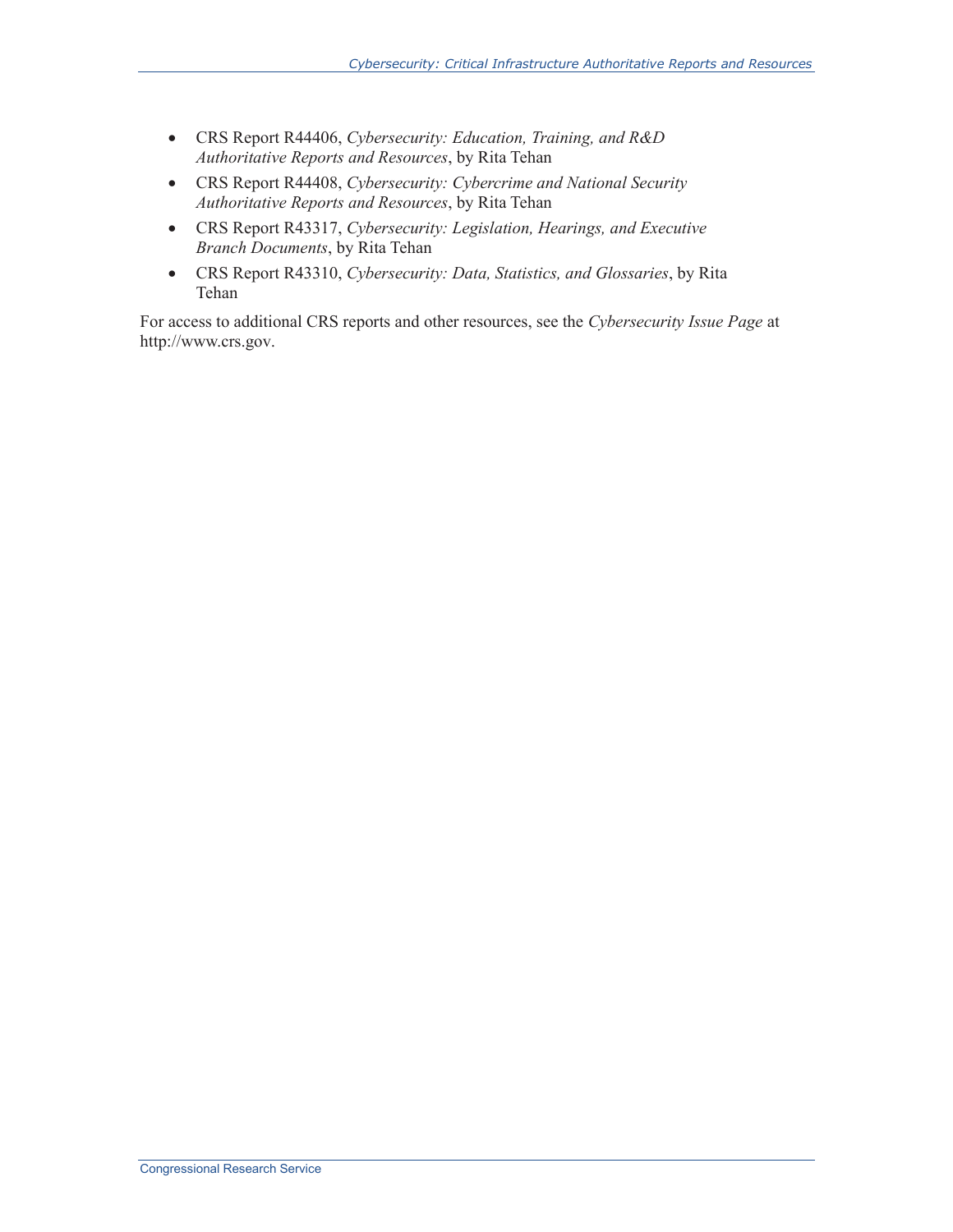- CRS Report R44406, *Cybersecurity: Education, Training, and R&D Authoritative Reports and Resources*, by Rita Tehan
- CRS Report R44408, *Cybersecurity: Cybercrime and National Security Authoritative Reports and Resources*, by Rita Tehan
- CRS Report R43317, *Cybersecurity: Legislation, Hearings, and Executive Branch Documents*, by Rita Tehan
- CRS Report R43310, *Cybersecurity: Data, Statistics, and Glossaries*, by Rita Tehan

For access to additional CRS reports and other resources, see the *Cybersecurity Issue Page* at http://www.crs.gov.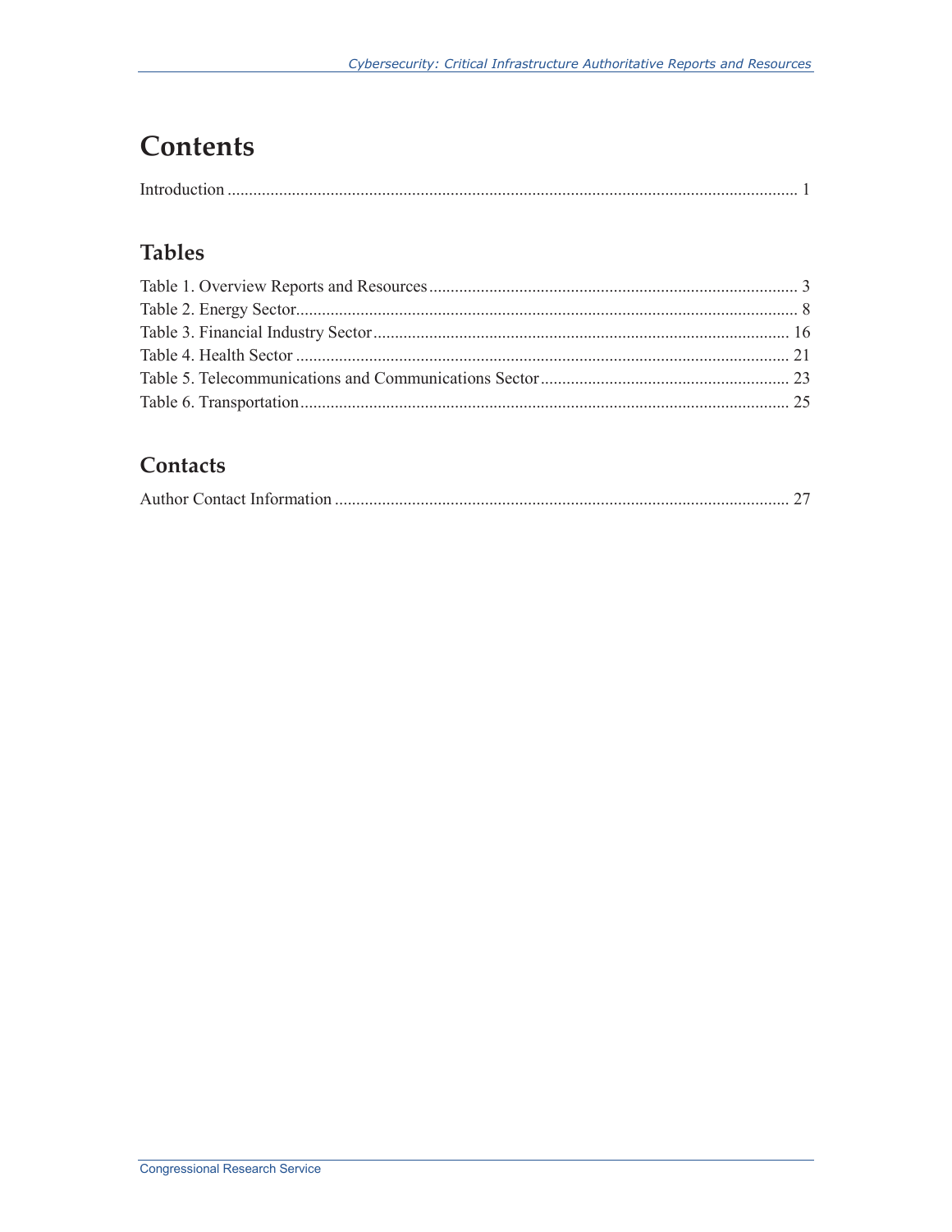# Contents

Introduction ..................................................................................................................................... 1

## Tables

Table 1. Overview Reports and Resources ...................................................................................... 3

Table 2. Energy Sector..................................................................................................................... 8

Table 3. Financial Industry Sector ................................................................................................ 16

Table 4. Health Sector .................................................................................................................. 21

Table 5. Telecommunications and Communications Sector .......................................................... 23

Table 6. Transportation ................................................................................................................. 25

## Contacts

Author Contact Information .......................................................................................................... 27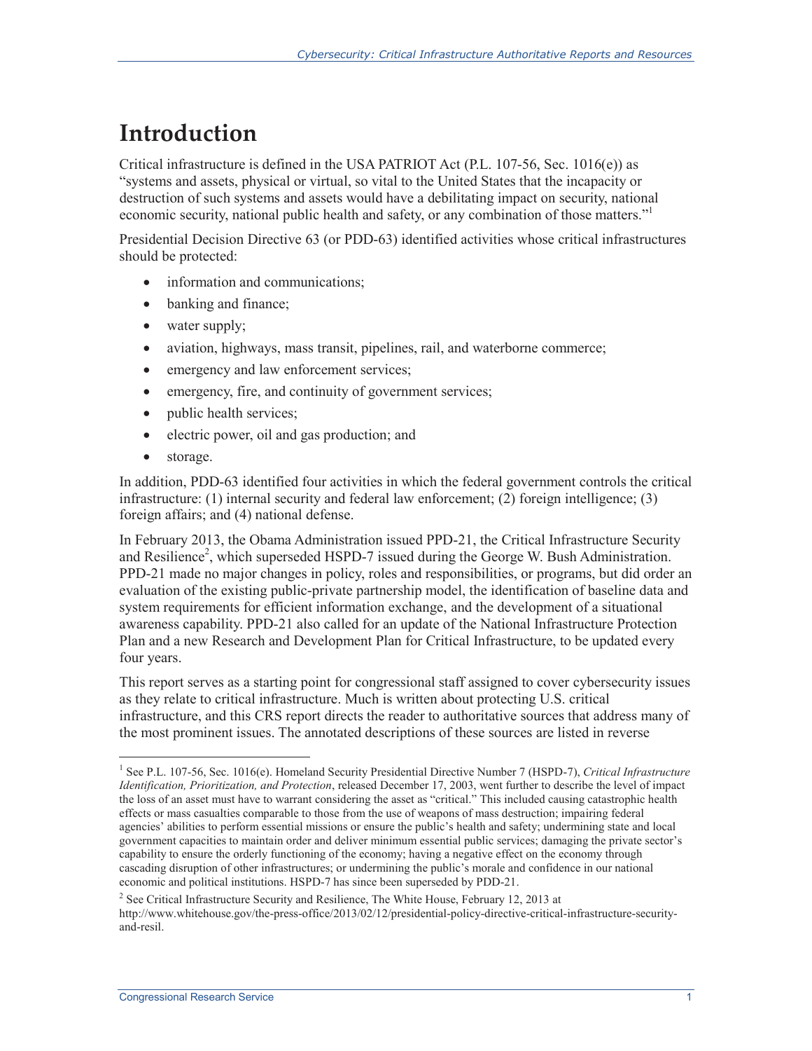# Introduction

Critical infrastructure is defined in the USA PATRIOT Act (P.L. 107-56, Sec. 1016(e)) as "systems and assets, physical or virtual, so vital to the United States that the incapacity or destruction of such systems and assets would have a debilitating impact on security, national economic security, national public health and safety, or any combination of those matters."[1]

Presidential Decision Directive 63 (or PDD-63) identified activities whose critical infrastructures should be protected:

- information and communications;
- banking and finance;
- water supply;
- aviation, highways, mass transit, pipelines, rail, and waterborne commerce;
- emergency and law enforcement services;
- emergency, fire, and continuity of government services;
- public health services;
- electric power, oil and gas production; and
- storage.

In addition, PDD-63 identified four activities in which the federal government controls the critical infrastructure: (1) internal security and federal law enforcement; (2) foreign intelligence; (3) foreign affairs; and (4) national defense.

In February 2013, the Obama Administration issued PPD-21, the Critical Infrastructure Security and Resilience[2], which superseded HSPD-7 issued during the George W. Bush Administration. PPD-21 made no major changes in policy, roles and responsibilities, or programs, but did order an evaluation of the existing public-private partnership model, the identification of baseline data and system requirements for efficient information exchange, and the development of a situational awareness capability. PPD-21 also called for an update of the National Infrastructure Protection Plan and a new Research and Development Plan for Critical Infrastructure, to be updated every four years.

This report serves as a starting point for congressional staff assigned to cover cybersecurity issues as they relate to critical infrastructure. Much is written about protecting U.S. critical infrastructure, and this CRS report directs the reader to authoritative sources that address many of the most prominent issues. The annotated descriptions of these sources are listed in reverse

---

[1] See P.L. 107-56, Sec. 1016(e). Homeland Security Presidential Directive Number 7 (HSPD-7), *Critical Infrastructure Identification, Prioritization, and Protection*, released December 17, 2003, went further to describe the level of impact the loss of an asset must have to warrant considering the asset as "critical." This included causing catastrophic health effects or mass casualties comparable to those from the use of weapons of mass destruction; impairing federal agencies' abilities to perform essential missions or ensure the public's health and safety; undermining state and local government capacities to maintain order and deliver minimum essential public services; damaging the private sector's capability to ensure the orderly functioning of the economy; having a negative effect on the economy through cascading disruption of other infrastructures; or undermining the public's morale and confidence in our national economic and political institutions. HSPD-7 has since been superseded by PDD-21.

[2] See Critical Infrastructure Security and Resilience, The White House, February 12, 2013 at http://www.whitehouse.gov/the-press-office/2013/02/12/presidential-policy-directive-critical-infrastructure-security-and-resil.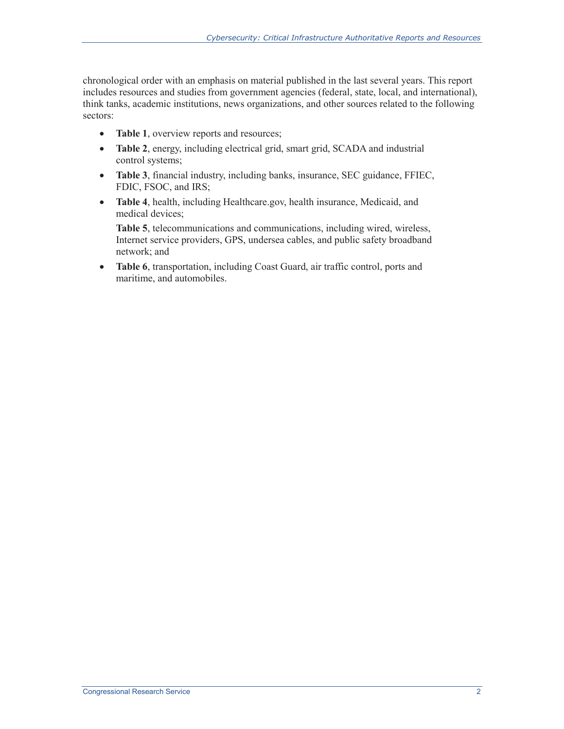chronological order with an emphasis on material published in the last several years. This report includes resources and studies from government agencies (federal, state, local, and international), think tanks, academic institutions, news organizations, and other sources related to the following sectors:

- **Table 1**, overview reports and resources;
- **Table 2**, energy, including electrical grid, smart grid, SCADA and industrial control systems;
- **Table 3**, financial industry, including banks, insurance, SEC guidance, FFIEC, FDIC, FSOC, and IRS;
- **Table 4**, health, including Healthcare.gov, health insurance, Medicaid, and medical devices;

  **Table 5**, telecommunications and communications, including wired, wireless, Internet service providers, GPS, undersea cables, and public safety broadband network; and
- **Table 6**, transportation, including Coast Guard, air traffic control, ports and maritime, and automobiles.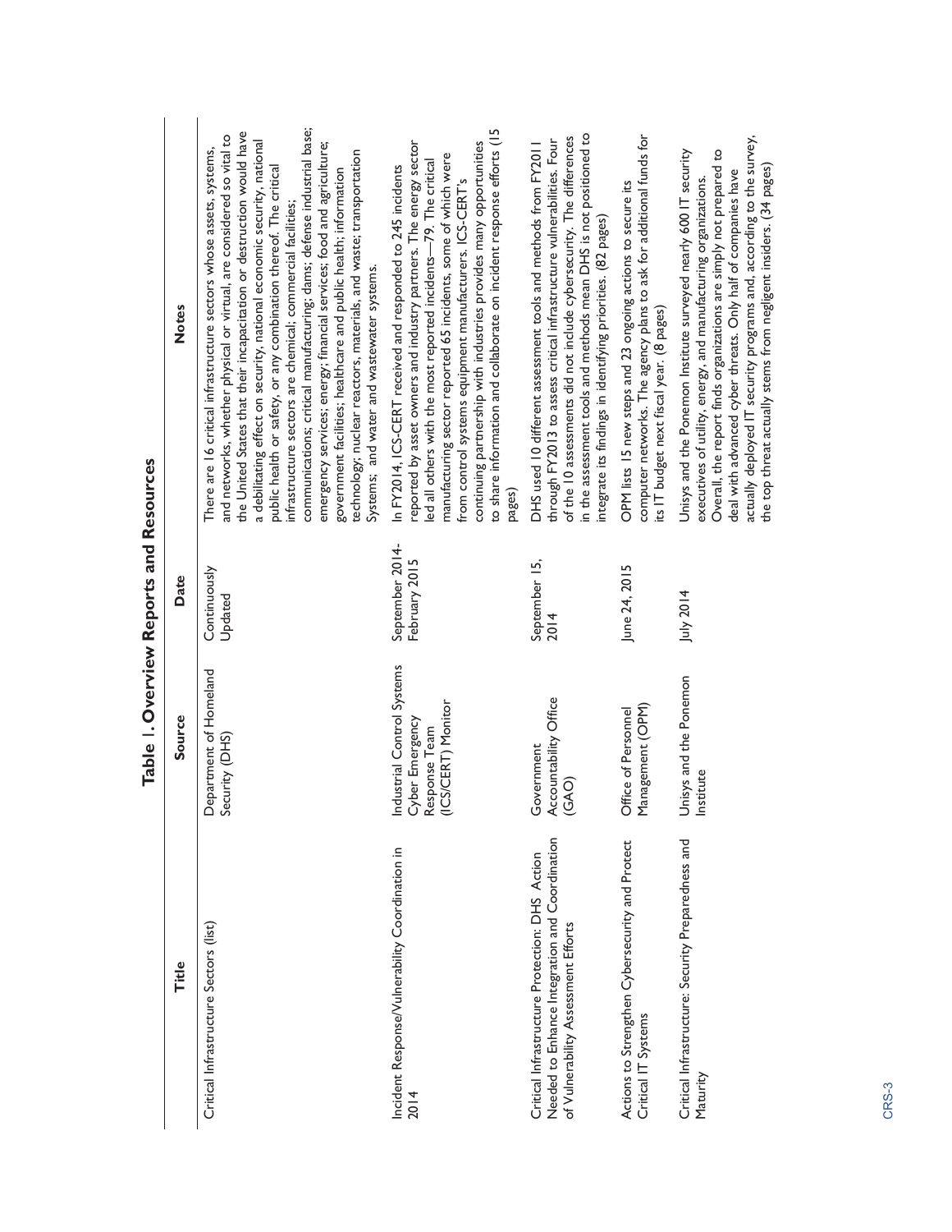**Table 1. Overview Reports and Resources**

| Title | Source | Date | Notes |
| --- | --- | --- | --- |
| Critical Infrastructure Sectors (list) | Department of Homeland Security (DHS) | Continuously Updated | There are 16 critical infrastructure sectors whose assets, systems, and networks, whether physical or virtual, are considered so vital to the United States that their incapacitation or destruction would have a debilitating effect on security, national economic security, national public health or safety, or any combination thereof. The critical infrastructure sectors are chemical; commercial facilities; communications; critical manufacturing; dams; defense industrial base; emergency services; energy; financial services; food and agriculture; government facilities; healthcare and public health; information technology; nuclear reactors, materials, and waste; transportation Systems; and water and wastewater systems. |
| Incident Response/Vulnerability Coordination in 2014 | Industrial Control Systems Cyber Emergency Response Team (ICS/CERT) Monitor | September 2014-February 2015 | In FY2014, ICS-CERT received and responded to 245 incidents reported by asset owners and industry partners. The energy sector led all others with the most reported incidents—79. The critical manufacturing sector reported 65 incidents, some of which were from control systems equipment manufacturers. ICS-CERT's continuing partnership with industries provides many opportunities to share information and collaborate on incident response efforts (15 pages) |
| Critical Infrastructure Protection: DHS Action Needed to Enhance Integration and Coordination of Vulnerability Assessment Efforts | Government Accountability Office (GAO) | September 15, 2014 | DHS used 10 different assessment tools and methods from FY2011 through FY2013 to assess critical infrastructure vulnerabilities. Four of the 10 assessments did not include cybersecurity. The differences in the assessment tools and methods mean DHS is not positioned to integrate its findings in identifying priorities. (82 pages) |
| Actions to Strengthen Cybersecurity and Protect Critical IT Systems | Office of Personnel Management (OPM) | June 24, 2015 | OPM lists 15 new steps and 23 ongoing actions to secure its computer networks. The agency plans to ask for additional funds for its IT budget next fiscal year. (8 pages) |
| Critical Infrastructure: Security Preparedness and Maturity | Unisys and the Ponemon Institute | July 2014 | Unisys and the Ponemon Institute surveyed nearly 600 IT security executives of utility, energy, and manufacturing organizations. Overall, the report finds organizations are simply not prepared to deal with advanced cyber threats. Only half of companies have actually deployed IT security programs and, according to the survey, the top threat actually stems from negligent insiders. (34 pages) |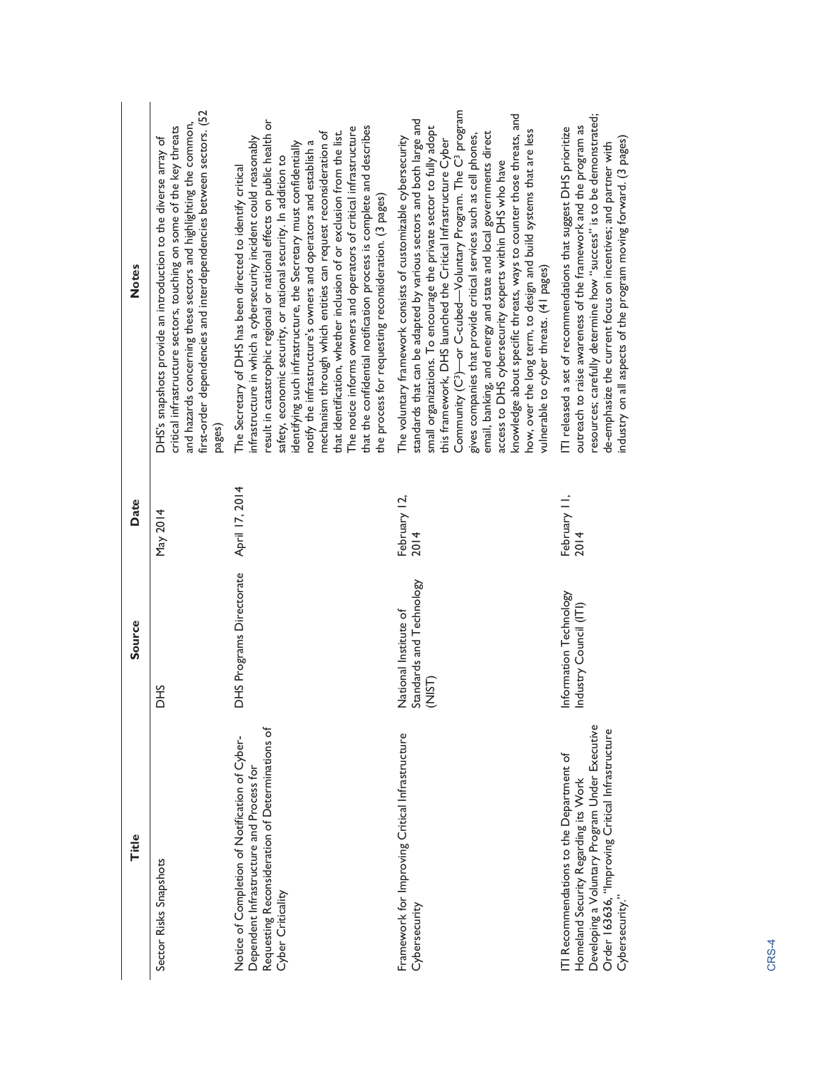| Title | Source | Date | Notes |
|---|---|---|---|
| Sector Risks Snapshots | DHS | May 2014 | DHS's snapshots provide an introduction to the diverse array of critical infrastructure sectors, touching on some of the key threats and hazards concerning these sectors and highlighting the common, first-order dependencies and interdependencies between sectors. (52 pages) |
| Notice of Completion of Notification of Cyber-Dependent Infrastructure and Process for Requesting Reconsideration of Determinations of Cyber Criticality | DHS Programs Directorate | April 17, 2014 | The Secretary of DHS has been directed to identify critical infrastructure in which a cybersecurity incident could reasonably result in catastrophic regional or national effects on public health or safety, economic security, or national security. In addition to identifying such infrastructure, the Secretary must confidentially notify the infrastructure's owners and operators and establish a mechanism through which entities can request reconsideration of that identification, whether inclusion of or exclusion from the list. The notice informs owners and operators of critical infrastructure that the confidential notification process is complete and describes the process for requesting reconsideration. (3 pages) |
| Framework for Improving Critical Infrastructure Cybersecurity | National Institute of Standards and Technology (NIST) | February 12, 2014 | The voluntary framework consists of customizable cybersecurity standards that can be adapted by various sectors and both large and small organizations. To encourage the private sector to fully adopt this framework, DHS launched the Critical Infrastructure Cyber Community ($C^3$)—or C-cubed—Voluntary Program. The $C^3$ program gives companies that provide critical services such as cell phones, email, banking, and energy and state and local governments direct access to DHS cybersecurity experts within DHS who have knowledge about specific threats, ways to counter those threats, and how, over the long term, to design and build systems that are less vulnerable to cyber threats. (41 pages) |
| ITI Recommendations to the Department of Homeland Security Regarding its Work Developing a Voluntary Program Under Executive Order 163636, "Improving Critical Infrastructure Cybersecurity." | Information Technology Industry Council (ITI) | February 11, 2014 | ITI released a set of recommendations that suggest DHS prioritize outreach to raise awareness of the framework and the program as resources; carefully determine how "success" is to be demonstrated; de-emphasize the current focus on incentives; and partner with industry on all aspects of the program moving forward. (3 pages) |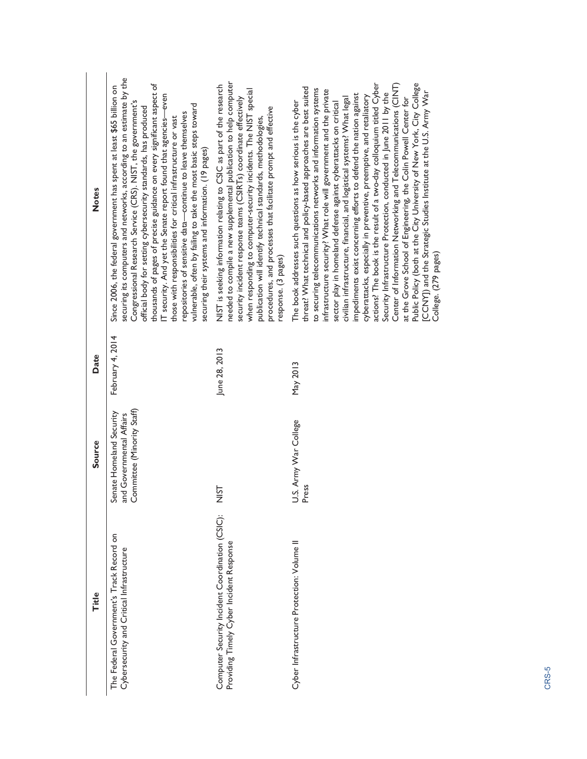| Title | Source | Date | Notes |
| --- | --- | --- | --- |
| The Federal Government's Track Record on Cybersecurity and Critical Infrastructure | Senate Homeland Security and Governmental Affairs Committee (Minority Staff) | February 4, 2014 | Since 2006, the federal government has spent at least $65 billion on securing its computers and networks, according to an estimate by the Congressional Research Service (CRS). NIST, the government's official body for setting cybersecurity standards, has produced thousands of pages of precise guidance on every significant aspect of IT security. And yet the Senate report found that agencies—even those with responsibilities for critical infrastructure or vast repositories of sensitive data—continue to leave themselves vulnerable, often by failing to take the most basic steps toward securing their systems and information. (19 pages) |
| Computer Security Incident Coordination (CSIC): Providing Timely Cyber Incident Response | NIST | June 28, 2013 | NIST is seeking information relating to CSIC as part of the research needed to compile a new supplemental publication to help computer security incident response teams (CSIRTs) coordinate effectively when responding to computer-security incidents. The NIST special publication will identify technical standards, methodologies, procedures, and processes that facilitate prompt and effective response. (3 pages) |
| Cyber Infrastructure Protection: Volume II | U.S. Army War College Press | May 2013 | The book addresses such questions as how serious is the cyber threat? What technical and policy-based approaches are best suited to securing telecommunications networks and information systems infrastructure security? What role will government and the private sector play in homeland defense against cyberattacks on critical civilian infrastructure, financial, and logistical systems? What legal impediments exist concerning efforts to defend the nation against cyberattacks, especially in preventive, preemptive, and retaliatory actions? The book is the result of a two-day colloquium titled Cyber Security Infrastructure Protection, conducted in June 2011 by the Center of Information Networking and Telecommunications (CINT) at the Grove School of Engineering, the Colin Powell Center for Public Policy (both at the City University of New York, City College [CCNY]) and the Strategic Studies Institute at the U.S. Army War College. (279 pages) |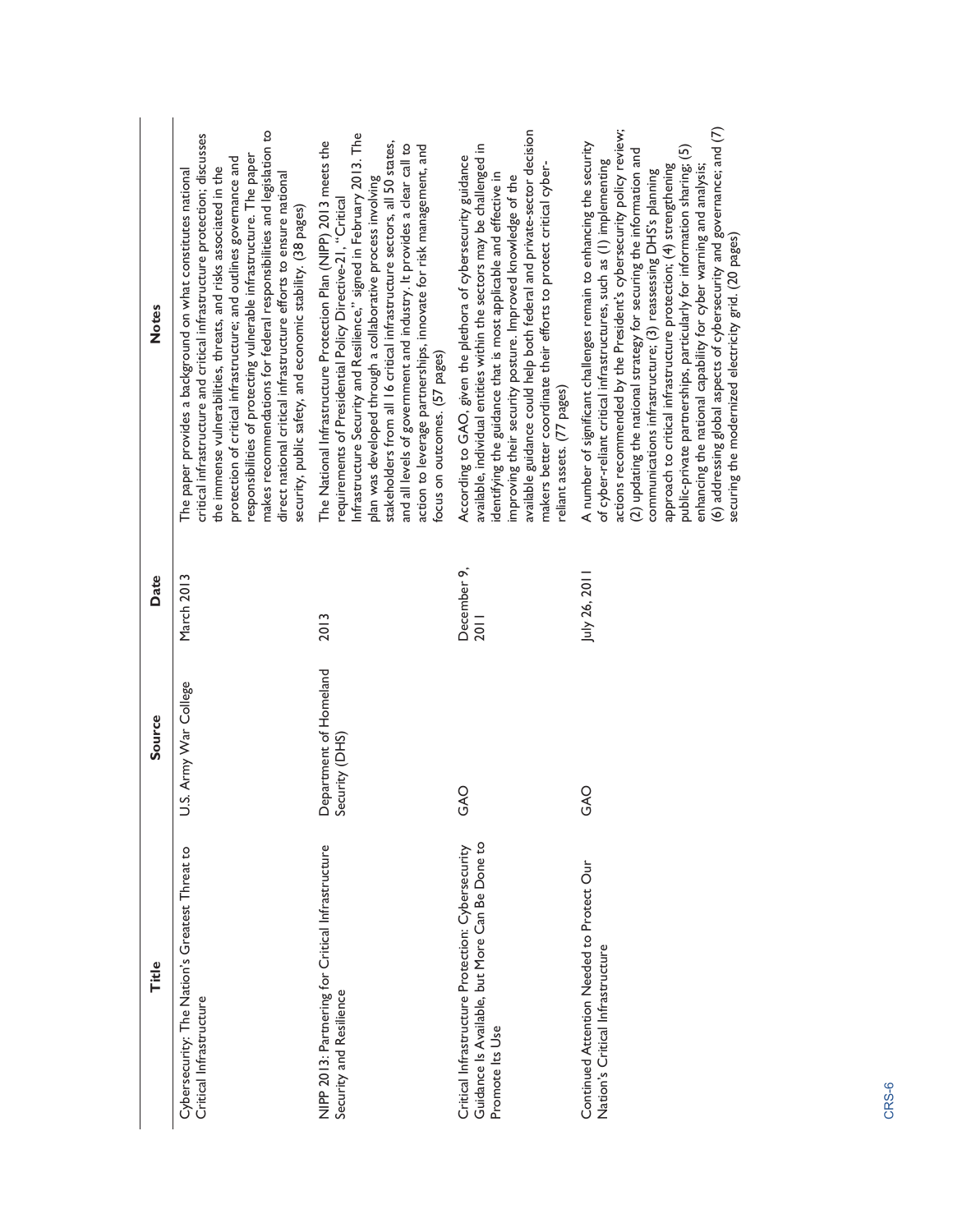| Title | Source | Date | Notes |
| --- | --- | --- | --- |
| Cybersecurity: The Nation's Greatest Threat to Critical Infrastructure | U.S. Army War College | March 2013 | The paper provides a background on what constitutes national critical infrastructure and critical infrastructure protection; discusses the immense vulnerabilities, threats, and risks associated in the protection of critical infrastructure; and outlines governance and responsibilities of protecting vulnerable infrastructure. The paper makes recommendations for federal responsibilities and legislation to direct national critical infrastructure efforts to ensure national security, public safety, and economic stability. (38 pages) |
| NIPP 2013: Partnering for Critical Infrastructure Security and Resilience | Department of Homeland Security (DHS) | 2013 | The National Infrastructure Protection Plan (NIPP) 2013 meets the requirements of Presidential Policy Directive-21, "Critical Infrastructure Security and Resilience," signed in February 2013. The plan was developed through a collaborative process involving stakeholders from all 16 critical infrastructure sectors, all 50 states, and all levels of government and industry. It provides a clear call to action to leverage partnerships, innovate for risk management, and focus on outcomes. (57 pages) |
| Critical Infrastructure Protection: Cybersecurity Guidance Is Available, but More Can Be Done to Promote Its Use | GAO | December 9, 2011 | According to GAO, given the plethora of cybersecurity guidance available, individual entities within the sectors may be challenged in identifying the guidance that is most applicable and effective in improving their security posture. Improved knowledge of the available guidance could help both federal and private-sector decision makers better coordinate their efforts to protect critical cyber-reliant assets. (77 pages) |
| Continued Attention Needed to Protect Our Nation's Critical Infrastructure | GAO | July 26, 2011 | A number of significant challenges remain to enhancing the security of cyber-reliant critical infrastructures, such as (1) implementing actions recommended by the President's cybersecurity policy review; (2) updating the national strategy for securing the information and communications infrastructure; (3) reassessing DHS's planning approach to critical infrastructure protection; (4) strengthening public-private partnerships, particularly for information sharing; (5) enhancing the national capability for cyber warning and analysis; (6) addressing global aspects of cybersecurity and governance; and (7) securing the modernized electricity grid. (20 pages) |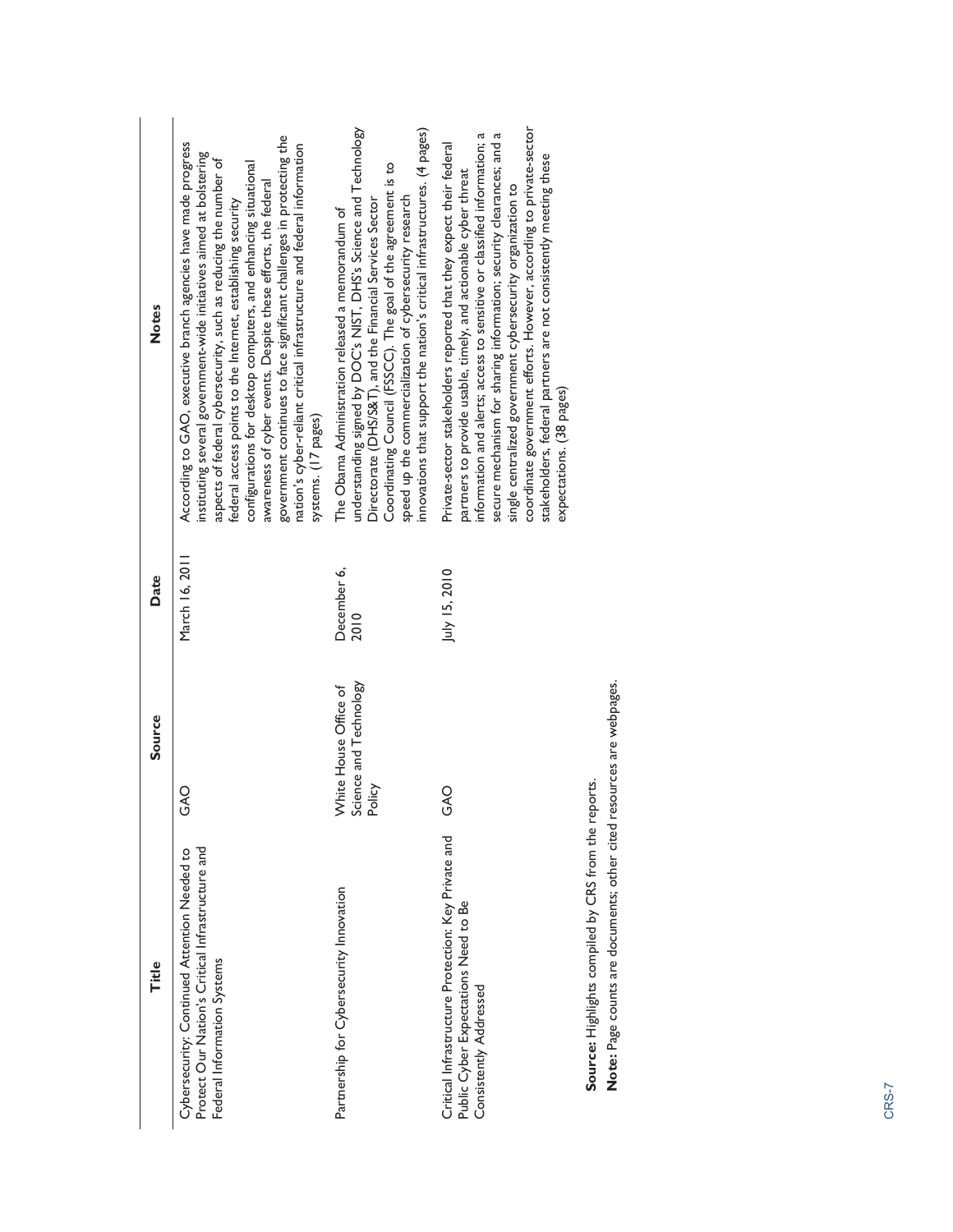| Title | Source | Date | Notes |
| --- | --- | --- | --- |
| Cybersecurity: Continued Attention Needed to Protect Our Nation's Critical Infrastructure and Federal Information Systems | GAO | March 16, 2011 | According to GAO, executive branch agencies have made progress instituting several government-wide initiatives aimed at bolstering aspects of federal cybersecurity, such as reducing the number of federal access points to the Internet, establishing security configurations for desktop computers, and enhancing situational awareness of cyber events. Despite these efforts, the federal government continues to face significant challenges in protecting the nation's cyber-reliant critical infrastructure and federal information systems. (17 pages) |
| Partnership for Cybersecurity Innovation | White House Office of Science and Technology Policy | December 6, 2010 | The Obama Administration released a memorandum of understanding signed by DOC's NIST, DHS's Science and Technology Directorate (DHS/S&T), and the Financial Services Sector Coordinating Council (FSSCC). The goal of the agreement is to speed up the commercialization of cybersecurity research innovations that support the nation's critical infrastructures. (4 pages) |
| Critical Infrastructure Protection: Key Private and Public Cyber Expectations Need to Be Consistently Addressed | GAO | July 15, 2010 | Private-sector stakeholders reported that they expect their federal partners to provide usable, timely, and actionable cyber threat information and alerts; access to sensitive or classified information; a secure mechanism for sharing information; security clearances; and a single centralized government cybersecurity organization to coordinate government efforts. However, according to private-sector stakeholders, federal partners are not consistently meeting these expectations. (38 pages) |

**Source:** Highlights compiled by CRS from the reports.

**Note:** Page counts are documents; other cited resources are webpages.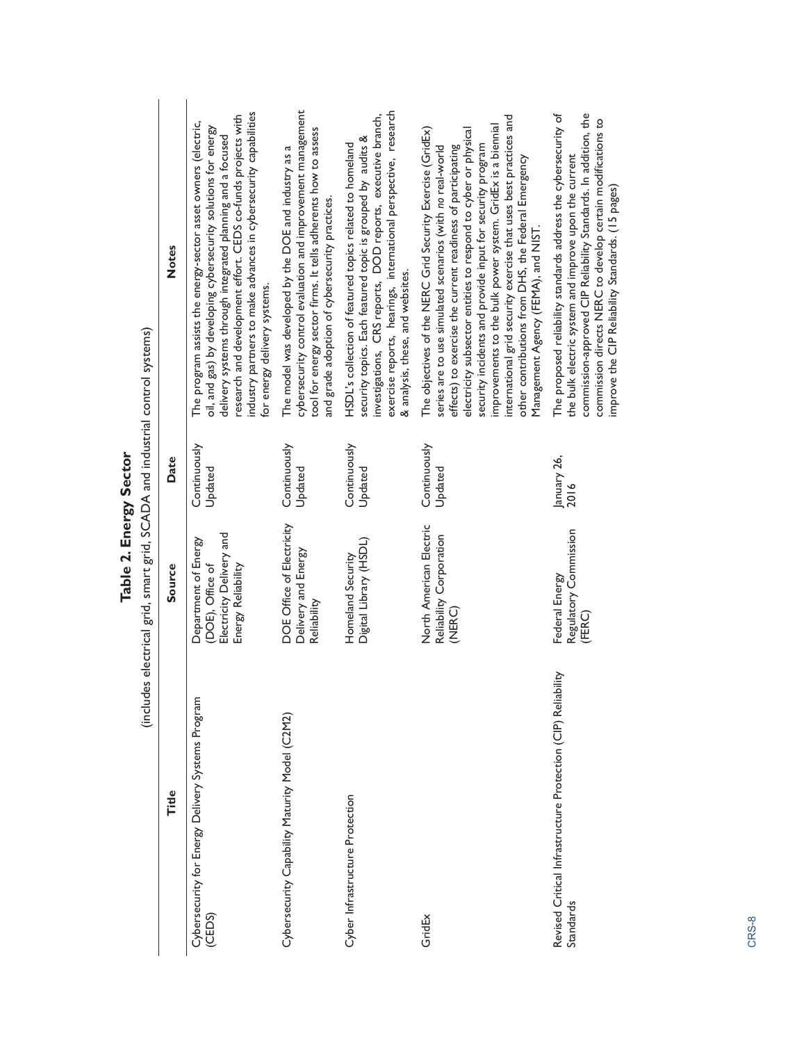**Table 2. Energy Sector**

(includes electrical grid, smart grid, SCADA and industrial control systems)

| Title | Source | Date | Notes |
| --- | --- | --- | --- |
| Cybersecurity for Energy Delivery Systems Program (CEDS) | Department of Energy (DOE), Office of Electricity Delivery and Energy Reliability | Continuously Updated | The program assists the energy-sector asset owners (electric, oil, and gas) by developing cybersecurity solutions for energy delivery systems through integrated planning and a focused research and development effort. CEDS co-funds projects with industry partners to make advances in cybersecurity capabilities for energy delivery systems. |
| Cybersecurity Capability Maturity Model (C2M2) | DOE Office of Electricity Delivery and Energy Reliability | Continuously Updated | The model was developed by the DOE and industry as a cybersecurity control evaluation and improvement management tool for energy sector firms. It tells adherents how to assess and grade adoption of cybersecurity practices. |
| Cyber Infrastructure Protection | Homeland Security Digital Library (HSDL) | Continuously Updated | HSDL's collection of featured topics related to homeland security topics. Each featured topic is grouped by audits & investigations, CRS reports, DOD reports, executive branch, exercise reports, hearings, international perspective, research & analysis, these, and websites. |
| GridEx | North American Electric Reliability Corporation (NERC) | Continuously Updated | The objectives of the NERC Grid Security Exercise (GridEx) series are to use simulated scenarios (with *no* real-world effects) to exercise the current readiness of participating electricity subsector entities to respond to cyber or physical security incidents and provide input for security program improvements to the bulk power system. GridEx is a biennial international grid security exercise that uses best practices and other contributions from DHS, the Federal Emergency Management Agency (FEMA), and NIST. |
| Revised Critical Infrastructure Protection (CIP) Reliability Standards | Federal Energy Regulatory Commission (FERC) | January 26, 2016 | The proposed reliability standards address the cybersecurity of the bulk electric system and improve upon the current commission-approved CIP Reliability Standards. In addition, the commission directs NERC to develop certain modifications to improve the CIP Reliability Standards. (15 pages) |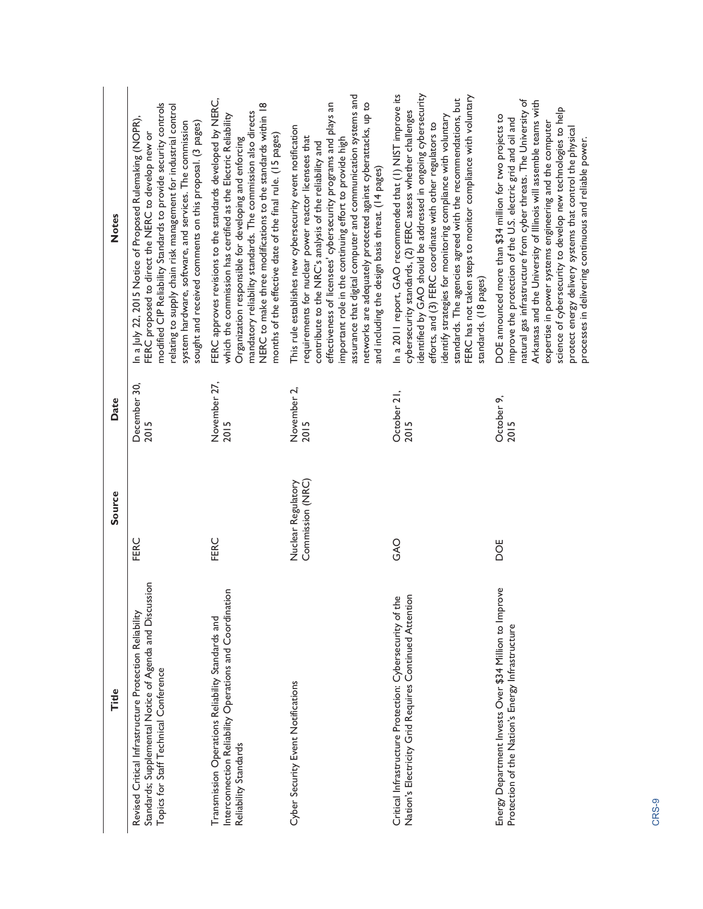| Title | Source | Date | Notes |
| --- | --- | --- | --- |
| Revised Critical Infrastructure Protection Reliability Standards; Supplemental Notice of Agenda and Discussion Topics for Staff Technical Conference | FERC | December 30, 2015 | In a July 22, 2015 Notice of Proposed Rulemaking (NOPR), FERC proposed to direct the NERC to develop new or modified CIP Reliability Standards to provide security controls relating to supply chain risk management for industrial control system hardware, software, and services. The commission sought and received comments on this proposal. (3 pages) |
| Transmission Operations Reliability Standards and Interconnection Reliability Operations and Coordination Reliability Standards | FERC | November 27, 2015 | FERC approves revisions to the standards developed by NERC, which the commission has certified as the Electric Reliability Organization responsible for developing and enforcing mandatory reliability standards. The commission also directs NERC to make three modifications to the standards within 18 months of the effective date of the final rule. (15 pages) |
| Cyber Security Event Notifications | Nuclear Regulatory Commission (NRC) | November 2, 2015 | This rule establishes new cybersecurity event notification requirements for nuclear power reactor licensees that contribute to the NRC's analysis of the reliability and effectiveness of licensees' cybersecurity programs and plays an important role in the continuing effort to provide high assurance that digital computer and communication systems and networks are adequately protected against cyberattacks, up to and including the design basis threat. (14 pages) |
| Critical Infrastructure Protection: Cybersecurity of the Nation's Electricity Grid Requires Continued Attention | GAO | October 21, 2015 | In a 2011 report, GAO recommended that (1) NIST improve its cybersecurity standards, (2) FERC assess whether challenges identified by GAO should be addressed in ongoing cybersecurity efforts, and (3) FERC coordinate with other regulators to identify strategies for monitoring compliance with voluntary standards. The agencies agreed with the recommendations, but FERC has not taken steps to monitor compliance with voluntary standards. (18 pages) |
| Energy Department Invests Over $34 Million to Improve Protection of the Nation's Energy Infrastructure | DOE | October 9, 2015 | DOE announced more than $34 million for two projects to improve the protection of the U.S. electric grid and oil and natural gas infrastructure from cyber threats. The University of Arkansas and the University of Illinois will assemble teams with expertise in power systems engineering and the computer science of cybersecurity to develop new technologies to help protect energy delivery systems that control the physical processes in delivering continuous and reliable power. |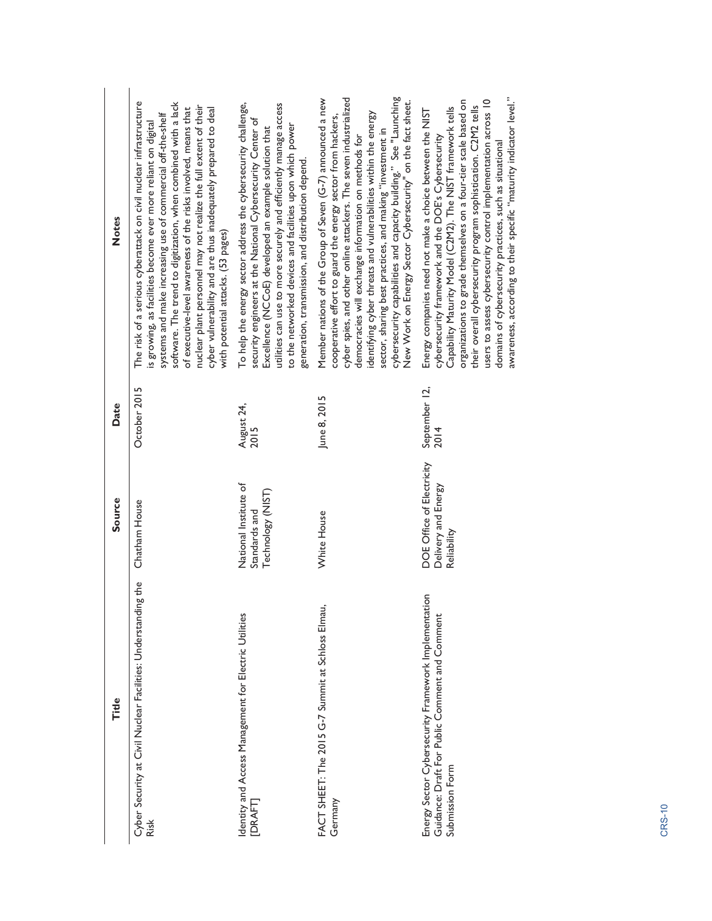| Title | Source | Date | Notes |
| --- | --- | --- | --- |
| Cyber Security at Civil Nuclear Facilities: Understanding the Risk | Chatham House | October 2015 | The risk of a serious cyberattack on civil nuclear infrastructure is growing, as facilities become ever more reliant on digital systems and make increasing use of commercial off-the-shelf software. The trend to digitization, when combined with a lack of executive-level awareness of the risks involved, means that nuclear plant personnel may not realize the full extent of their cyber vulnerability and are thus inadequately prepared to deal with potential attacks. (53 pages) |
| Identity and Access Management for Electric Utilities [DRAFT] | National Institute of Standards and Technology (NIST) | August 24, 2015 | To help the energy sector address the cybersecurity challenge, security engineers at the National Cybersecurity Center of Excellence (NCCoE) developed an example solution that utilities can use to more securely and efficiently manage access to the networked devices and facilities upon which power generation, transmission, and distribution depend. |
| FACT SHEET: The 2015 G-7 Summit at Schloss Elmau, Germany | White House | June 8, 2015 | Member nations of the Group of Seven (G-7) announced a new cooperative effort to guard the energy sector from hackers, cyber spies, and other online attackers. The seven industrialized democracies will exchange information on methods for identifying cyber threats and vulnerabilities within the energy sector, sharing best practices, and making "investment in cybersecurity capabilities and capacity building." See "Launching New Work on Energy Sector Cybersecurity" on the fact sheet. |
| Energy Sector Cybersecurity Framework Implementation Guidance: Draft For Public Comment and Comment Submission Form | DOE Office of Electricity Delivery and Energy Reliability | September 12, 2014 | Energy companies need not make a choice between the NIST cybersecurity framework and the DOE's Cybersecurity Capability Maturity Model (C2M2). The NIST framework tells organizations to grade themselves on a four-tier scale based on their overall cybersecurity program sophistication. C2M2 tells users to assess cybersecurity control implementation across 10 domains of cybersecurity practices, such as situational awareness, according to their specific "maturity indicator level." |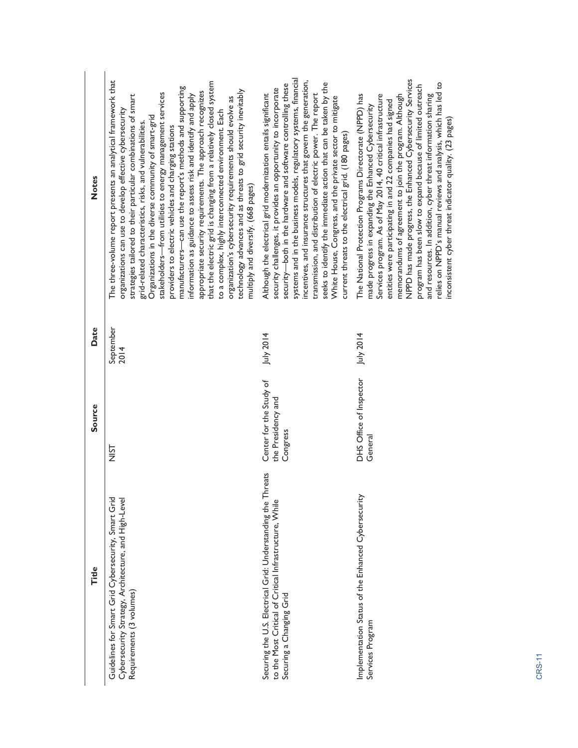| Title | Source | Date | Notes |
| --- | --- | --- | --- |
| Guidelines for Smart Grid Cybersecurity, Smart Grid Cybersecurity Strategy, Architecture, and High-Level Requirements (3 volumes) | NIST | September 2014 | The three-volume report presents an analytical framework that organizations can use to develop effective cybersecurity strategies tailored to their particular combinations of smart grid-related characteristics, risks, and vulnerabilities. Organizations in the diverse community of smart-grid stakeholders—from utilities to energy management services providers to electric vehicles and charging stations manufacturers—can use the report's methods and supporting information as guidance to assess risk and identify and apply appropriate security requirements. The approach recognizes that the electric grid is changing from a relatively closed system to a complex, highly interconnected environment. Each organization's cybersecurity requirements should evolve as technology advances and as threats to grid security inevitably multiply and diversify. (668 pages) |
| Securing the U.S. Electrical Grid: Understanding the Threats to the Most Critical of Critical Infrastructure, While Securing a Changing Grid | Center for the Study of the Presidency and Congress | July 2014 | Although the electrical grid modernization entails significant security challenges, it provides an opportunity to incorporate security—both in the hardware and software controlling these systems and in the business models, regulatory systems, financial incentives, and insurance structures that govern the generation, transmission, and distribution of electric power. The report seeks to identify the immediate action that can be taken by the White House, Congress, and the private sector to mitigate current threats to the electrical grid. (180 pages) |
| Implementation Status of the Enhanced Cybersecurity Services Program | DHS Office of Inspector General | July 2014 | The National Protection Programs Directorate (NPPD) has made progress in expanding the Enhanced Cybersecurity Services program. As of May 2014, 40 critical infrastructure entities were participating in and 22 companies had signed memorandums of agreement to join the program. Although NPPD has made progress, the Enhanced Cybersecurity Services program has been slow to expand because of limited outreach and resources. In addition, cyber threat information sharing relies on NPPD's manual reviews and analysis, which has led to inconsistent cyber threat indicator quality. (23 pages) |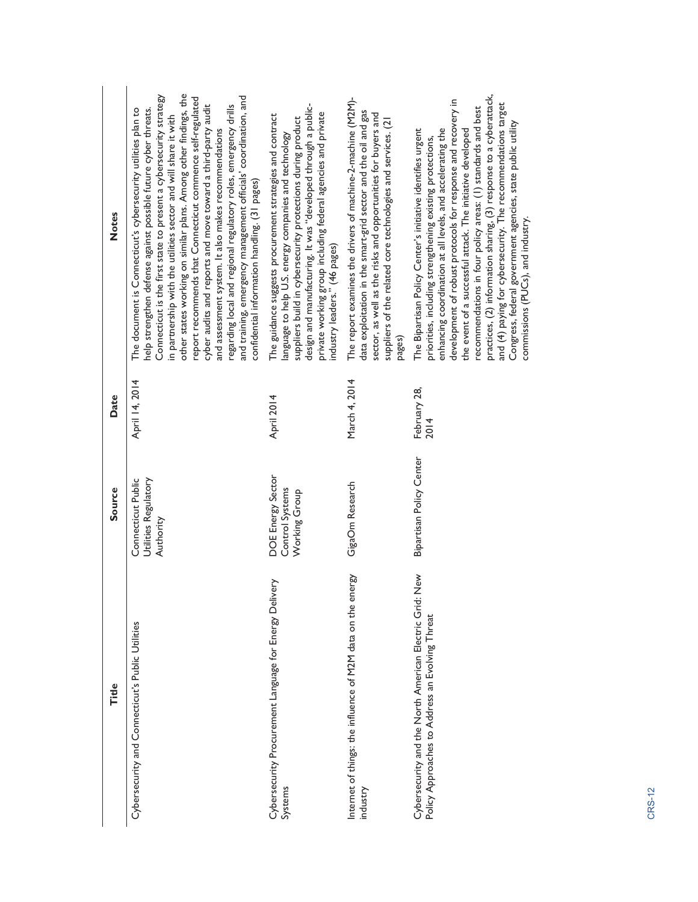| Title | Source | Date | Notes |
| --- | --- | --- | --- |
| Cybersecurity and Connecticut's Public Utilities | Connecticut Public Utilities Regulatory Authority | April 14, 2014 | The document is Connecticut's cybersecurity utilities plan to help strengthen defense against possible future cyber threats. Connecticut is the first state to present a cybersecurity strategy in partnership with the utilities sector and will share it with other states working on similar plans. Among other findings, the report recommends that Connecticut commence self-regulated cyber audits and reports and move toward a third-party audit and assessment system. It also makes recommendations regarding local and regional regulatory roles, emergency drills and training, emergency management officials' coordination, and confidential information handling. (31 pages) |
| Cybersecurity Procurement Language for Energy Delivery Systems | DOE Energy Sector Control Systems Working Group | April 2014 | The guidance suggests procurement strategies and contract language to help U.S. energy companies and technology suppliers build in cybersecurity protections during product design and manufacturing. It was "developed through a public-private working group including federal agencies and private industry leaders." (46 pages) |
| Internet of things: the influence of M2M data on the energy industry | GigaOm Research | March 4, 2014 | The report examines the drivers of machine-2-machine (M2M)-data exploitation in the smart-grid sector and the oil and gas sector, as well as the risks and opportunities for buyers and suppliers of the related core technologies and services. (21 pages) |
| Cybersecurity and the North American Electric Grid: New Policy Approaches to Address an Evolving Threat | Bipartisan Policy Center | February 28, 2014 | The Bipartisan Policy Center's initiative identifies urgent priorities, including strengthening existing protections, enhancing coordination at all levels, and accelerating the development of robust protocols for response and recovery in the event of a successful attack. The initiative developed recommendations in four policy areas: (1) standards and best practices, (2) information sharing, (3) response to a cyberattack, and (4) paying for cybersecurity. The recommendations target Congress, federal government agencies, state public utility commissions (PUCs), and industry. |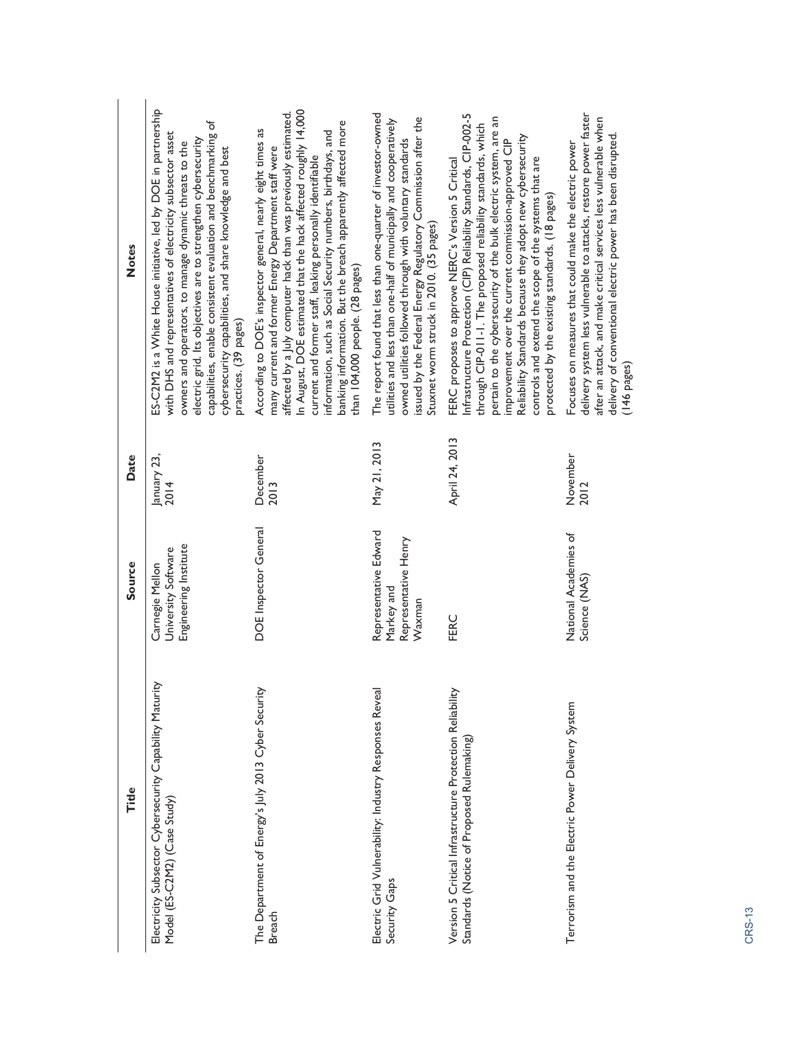| Title | Source | Date | Notes |
| --- | --- | --- | --- |
| Electricity Subsector Cybersecurity Capability Maturity Model (ES-C2M2) (Case Study) | Carnegie Mellon University Software Engineering Institute | January 23, 2014 | ES-C2M2 is a White House initiative, led by DOE in partnership with DHS and representatives of electricity subsector asset owners and operators, to manage dynamic threats to the electric grid. Its objectives are to strengthen cybersecurity capabilities, enable consistent evaluation and benchmarking of cybersecurity capabilities, and share knowledge and best practices. (39 pages) |
| The Department of Energy's July 2013 Cyber Security Breach | DOE Inspector General | December 2013 | According to DOE's inspector general, nearly eight times as many current and former Energy Department staff were affected by a July computer hack than was previously estimated. In August, DOE estimated that the hack affected roughly 14,000 current and former staff, leaking personally identifiable information, such as Social Security numbers, birthdays, and banking information. But the breach apparently affected more than 104,000 people. (28 pages) |
| Electric Grid Vulnerability: Industry Responses Reveal Security Gaps | Representative Edward Markey and Representative Henry Waxman | May 21, 2013 | The report found that less than one-quarter of investor-owned utilities and less than one-half of municipally and cooperatively owned utilities followed through with voluntary standards issued by the Federal Energy Regulatory Commission after the Stuxnet worm struck in 2010. (35 pages) |
| Version 5 Critical Infrastructure Protection Reliability Standards (Notice of Proposed Rulemaking) | FERC | April 24, 2013 | FERC proposes to approve NERC's Version 5 Critical Infrastructure Protection (CIP) Reliability Standards, CIP-002-5 through CIP-011-1. The proposed reliability standards, which pertain to the cybersecurity of the bulk electric system, are an improvement over the current commission-approved CIP Reliability Standards because they adopt new cybersecurity controls and extend the scope of the systems that are protected by the existing standards. (18 pages) |
| Terrorism and the Electric Power Delivery System | National Academies of Science (NAS) | November 2012 | Focuses on measures that could make the electric power delivery system less vulnerable to attacks, restore power faster after an attack, and make critical services less vulnerable when delivery of conventional electric power has been disrupted. (146 pages) |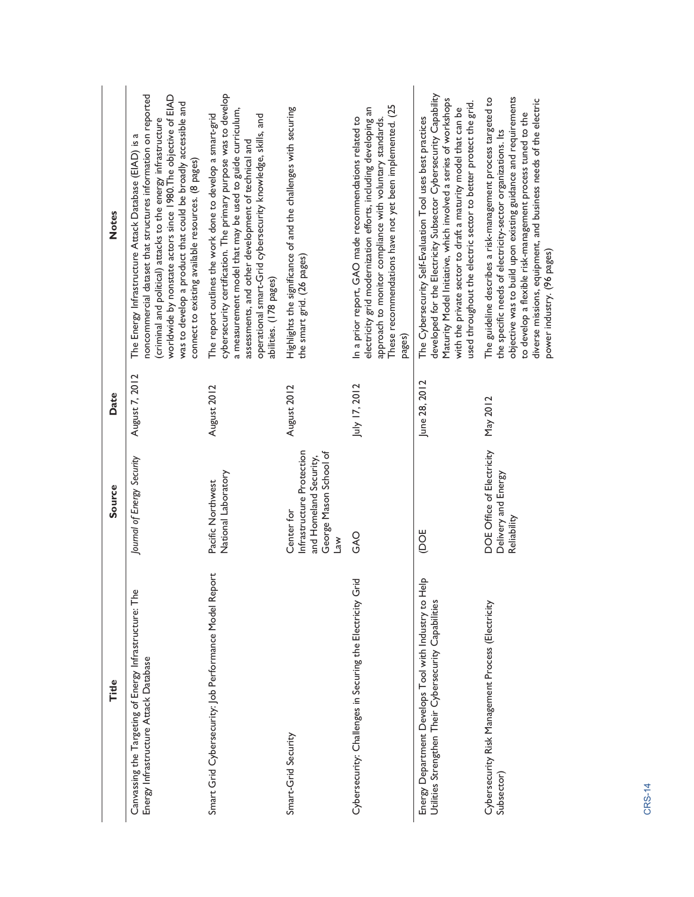| Title | Source | Date | Notes |
| --- | --- | --- | --- |
| Canvassing the Targeting of Energy Infrastructure: The Energy Infrastructure Attack Database | *Journal of Energy Security* | August 7, 2012 | The Energy Infrastructure Attack Database (EIAD) is a noncommercial dataset that structures information on reported (criminal and political) attacks to the energy infrastructure worldwide by nonstate actors since 1980.The objective of EIAD was to develop a product that could be broadly accessible and connect to existing available resources. (8 pages) |
| Smart Grid Cybersecurity: Job Performance Model Report | Pacific Northwest National Laboratory | August 2012 | The report outlines the work done to develop a smart-grid cybersecurity certification. The primary purpose was to develop a measurement model that may be used to guide curriculum, assessments, and other development of technical and operational smart-Grid cybersecurity knowledge, skills, and abilities. (178 pages) |
| Smart-Grid Security | Center for Infrastructure Protection and Homeland Security, George Mason School of Law | August 2012 | Highlights the significance of and the challenges with securing the smart grid. (26 pages) |
| Cybersecurity: Challenges in Securing the Electricity Grid | GAO | July 17, 2012 | In a prior report, GAO made recommendations related to electricity grid modernization efforts, including developing an approach to monitor compliance with voluntary standards. These recommendations have not yet been implemented. (25 pages) |
| Energy Department Develops Tool with Industry to Help Utilities Strengthen Their Cybersecurity Capabilities | (DOE | June 28, 2012 | The Cybersecurity Self-Evaluation Tool uses best practices developed for the Electricity Subsector Cybersecurity Capability Maturity Model Initiative, which involved a series of workshops with the private sector to draft a maturity model that can be used throughout the electric sector to better protect the grid. |
| Cybersecurity Risk Management Process (Electricity Subsector) | DOE Office of Electricity Delivery and Energy Reliability | May 2012 | The guideline describes a risk-management process targeted to the specific needs of electricity-sector organizations. Its objective was to build upon existing guidance and requirements to develop a flexible risk-management process tuned to the diverse missions, equipment, and business needs of the electric power industry. (96 pages) |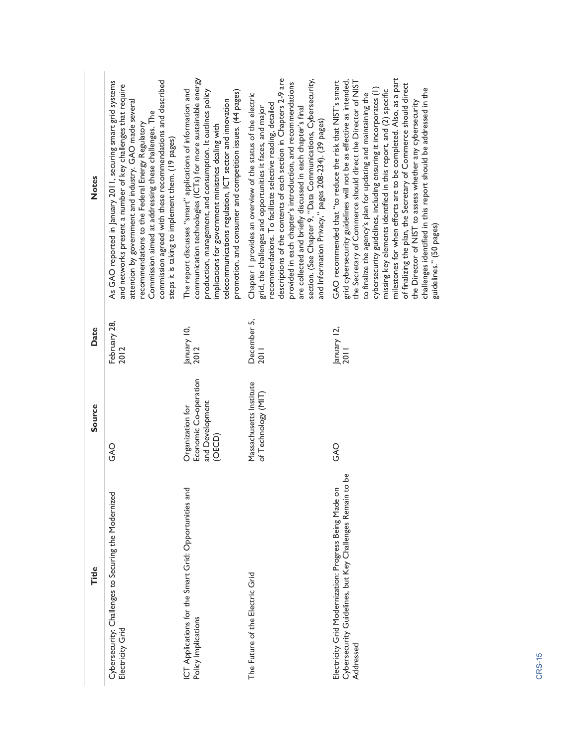| Title | Source | Date | Notes |
| --- | --- | --- | --- |
| Cybersecurity: Challenges to Securing the Modernized Electricity Grid | GAO | February 28, 2012 | As GAO reported in January 2011, securing smart grid systems and networks present a number of key challenges that require attention by government and industry. GAO made several recommendations to the Federal Energy Regulatory Commission aimed at addressing these challenges. The commission agreed with these recommendations and described steps it is taking to implement them. (19 pages) |
| ICT Applications for the Smart Grid: Opportunities and Policy Implications | Organization for Economic Co-operation and Development (OECD) | January 10, 2012 | The report discusses "smart" applications of information and communication technologies (ICTs) for more sustainable energy production, management, and consumption. It outlines policy implications for government ministries dealing with telecommunications regulation, ICT sector and innovation promotion, and consumer and competition issues. (44 pages) |
| The Future of the Electric Grid | Massachusetts Institute of Technology (MIT) | December 5, 2011 | Chapter 1 provides an overview of the status of the electric grid, the challenges and opportunities it faces, and major recommendations. To facilitate selective reading, detailed descriptions of the contents of each section in Chapters 2-9 are provided in each chapter's introduction, and recommendations are collected and briefly discussed in each chapter's final section. (See Chapter 9, "Data Communications, Cybersecurity, and Information Privacy," pages 208-234). (39 pages) |
| Electricity Grid Modernization: Progress Being Made on Cybersecurity Guidelines, but Key Challenges Remain to be Addressed | GAO | January 12, 2011 | GAO recommended that "to reduce the risk that NIST's smart grid cybersecurity guidelines will not be as effective as intended, the Secretary of Commerce should direct the Director of NIST to finalize the agency's plan for updating and maintaining the cybersecurity guidelines, including ensuring it incorporates (1) missing key elements identified in this report, and (2) specific milestones for when efforts are to be completed. Also, as a part of finalizing the plan, the Secretary of Commerce should direct the Director of NIST to assess whether any cybersecurity challenges identified in this report should be addressed in the guidelines." (50 pages) |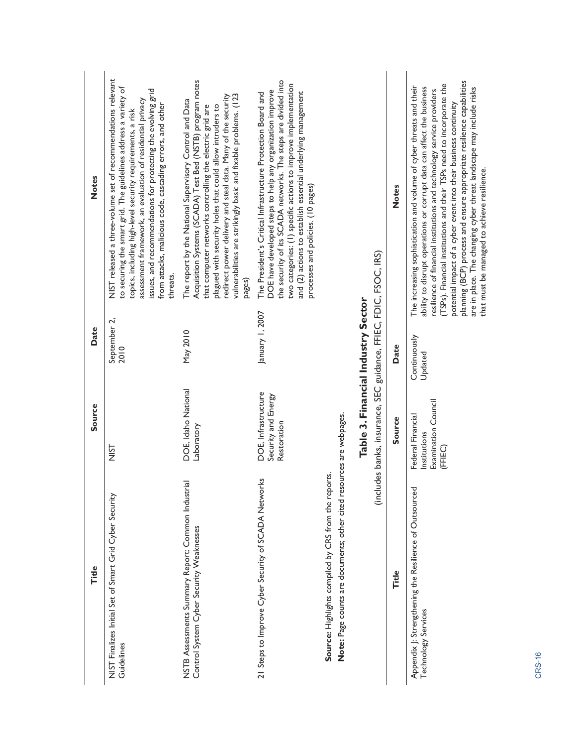| Title | Source | Date | Notes |
| --- | --- | --- | --- |
| NIST Finalizes Initial Set of Smart Grid Cyber Security Guidelines | NIST | September 2, 2010 | NIST released a three-volume set of recommendations relevant to securing the smart grid. The guidelines address a variety of topics, including high-level security requirements, a risk assessment framework, an evaluation of residential privacy issues, and recommendations for protecting the evolving grid from attacks, malicious code, cascading errors, and other threats. |
| NSTB Assessments Summary Report: Common Industrial Control System Cyber Security Weaknesses | DOE, Idaho National Laboratory | May 2010 | The report by the National Supervisory Control and Data Acquisition Systems (SCADA) Test Bed (NSTB) program notes that computer networks controlling the electric grid are plagued with security holes that could allow intruders to redirect power delivery and steal data. Many of the security vulnerabilities are strikingly basic and fixable problems. (123 pages) |
| 21 Steps to Improve Cyber Security of SCADA Networks | DOE, Infrastructure Security and Energy Restoration | January 1, 2007 | The President's Critical Infrastructure Protection Board and DOE have developed steps to help any organization improve the security of its SCADA networks. The steps are divided into two categories: (1) specific actions to improve implementation and (2) actions to establish essential underlying management processes and policies. (10 pages) |

**Source:** Highlights compiled by CRS from the reports.

**Note:** Page counts are documents; other cited resources are webpages.

### Table 3. Financial Industry Sector

(includes banks, insurance, SEC guidance, FFIEC, FDIC, FSOC, IRS)

| Title | Source | Date | Notes |
| --- | --- | --- | --- |
| Appendix J: Strengthening the Resilience of Outsourced Technology Services | Federal Financial Institutions Examination Council (FFIEC) | Continuously Updated | The increasing sophistication and volume of cyber threats and their ability to disrupt operations or corrupt data can affect the business resilience of financial institutions and technology service providers (TSPs). Financial institutions and their TSPs need to incorporate the potential impact of a cyber event into their business continuity planning (BCP) process and ensure appropriate resilience capabilities are in place. The changing cyber threat landscape may include risks that must be managed to achieve resilience. |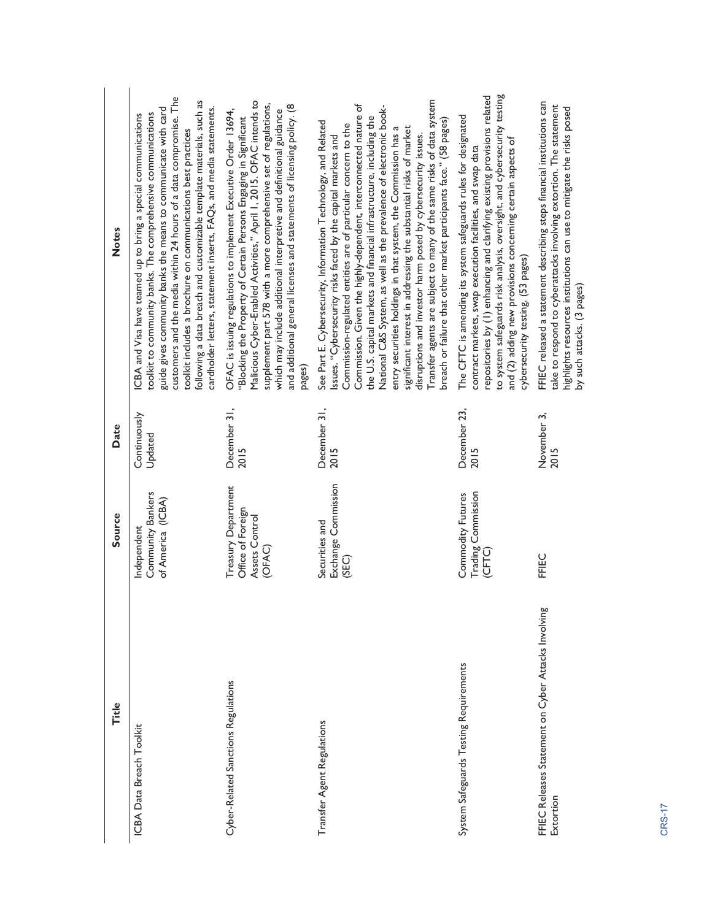| Title | Source | Date | Notes |
| --- | --- | --- | --- |
| ICBA Data Breach Toolkit | Independent Community Bankers of America (ICBA) | Continuously Updated | ICBA and Visa have teamed up to bring a special communications toolkit to community banks. The comprehensive communications guide gives community banks the means to communicate with card customers and the media within 24 hours of a data compromise. The toolkit includes a brochure on communications best practices following a data breach and customizable template materials, such as cardholder letters, statement inserts, FAQs, and media statements. |
| Cyber-Related Sanctions Regulations | Treasury Department Office of Foreign Assets Control (OFAC) | December 31, 2015 | OFAC is issuing regulations to implement Executive Order 13694, "Blocking the Property of Certain Persons Engaging in Significant Malicious Cyber-Enabled Activities," April 1, 2015. OFAC intends to supplement part 578 with a more comprehensive set of regulations, which may include additional interpretive and definitional guidance and additional general licenses and statements of licensing policy. (8 pages) |
| Transfer Agent Regulations | Securities and Exchange Commission (SEC) | December 31, 2015 | See Part E. Cybersecurity, Information Technology, and Related Issues. "Cybersecurity risks faced by the capital markets and Commission-regulated entities are of particular concern to the Commission. Given the highly-dependent, interconnected nature of the U.S. capital markets and financial infrastructure, including the National C&S System, as well as the prevalence of electronic book-entry securities holdings in that system, the Commission has a significant interest in addressing the substantial risks of market disruptions and investor harm posed by cybersecurity issues. Transfer agents are subject to many of the same risks of data system breach or failure that other market participants face." (58 pages) |
| System Safeguards Testing Requirements | Commodity Futures Trading Commission (CFTC) | December 23, 2015 | The CFTC is amending its system safeguards rules for designated contract markets, swap execution facilities, and swap data repositories by (1) enhancing and clarifying existing provisions related to system safeguards risk analysis, oversight, and cybersecurity testing and (2) adding new provisions concerning certain aspects of cybersecurity testing. (53 pages) |
| FFIEC Releases Statement on Cyber Attacks Involving Extortion | FFIEC | November 3, 2015 | FFIEC released a statement describing steps financial institutions can take to respond to cyberattacks involving extortion. The statement highlights resources institutions can use to mitigate the risks posed by such attacks. (3 pages) |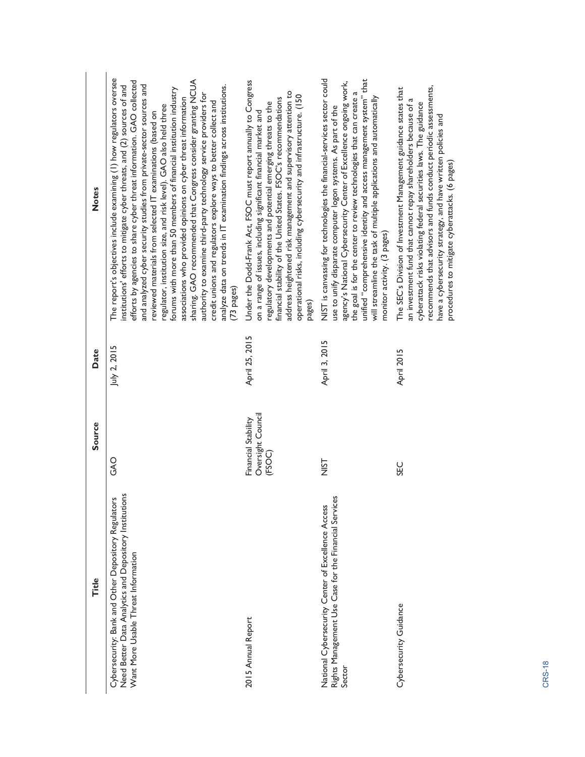| Title | Source | Date | Notes |
| --- | --- | --- | --- |
| Cybersecurity: Bank and Other Depository Regulators Need Better Data Analytics and Depository Institutions Want More Usable Threat Information | GAO | July 2, 2015 | The report's objectives include examining (1) how regulators oversee institutions' efforts to mitigate cyber threats, and (2) sources of and efforts by agencies to share cyber threat information. GAO collected and analyzed cyber security studies from private-sector sources and reviewed materials from selected IT examinations (based on regulator, institution size, and risk level). GAO also held three forums with more than 50 members of financial institution industry associations who provided opinions on cyber threat information sharing. GAO recommended that Congress consider granting NCUA authority to examine third-party technology service providers for credit unions and regulators explore ways to better collect and analyze data on trends in IT examination findings across institutions. (73 pages) |
| 2015 Annual Report | Financial Stability Oversight Council (FSOC) | April 25, 2015 | Under the Dodd-Frank Act, FSOC must report annually to Congress on a range of issues, including significant financial market and regulatory developments and potential emerging threats to the financial stability of the United States. FSOC's recommendations address heightened risk management and supervisory attention to operational risks, including cybersecurity and infrastructure. (150 pages) |
| National Cybersecurity Center of Excellence Access Rights Management Use Case for the Financial Services Sector | NIST | April 3, 2015 | NIST is canvassing for technologies the financial-services sector could use to unify disparate computer logon systems. As part of the agency's National Cybersecurity Center of Excellence ongoing work, the goal is for the center to review technologies that can create a unified "comprehensive identity and access management system" that will streamline the task of multiple applications and automatically monitor activity. (3 pages) |
| Cybersecurity Guidance | SEC | April 2015 | The SEC's Division of Investment Management guidance states that an investment fund that cannot repay shareholders because of a cyberattack risks violating federal securities laws. The guidance recommends that advisors and funds conduct periodic assessments, have a cybersecurity strategy, and have written policies and procedures to mitigate cyberattacks. (6 pages) |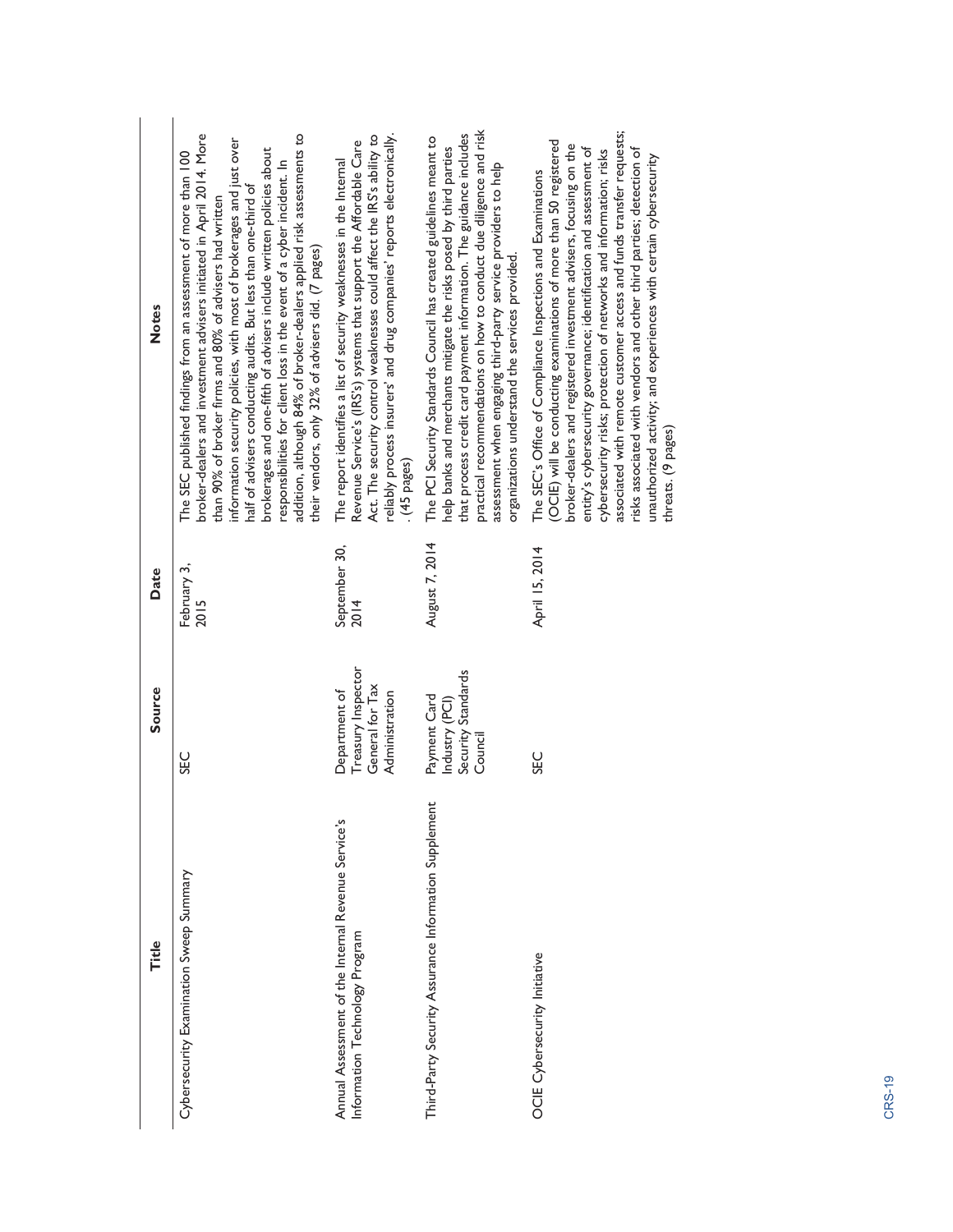| Title | Source | Date | Notes |
| --- | --- | --- | --- |
| Cybersecurity Examination Sweep Summary | SEC | February 3, 2015 | The SEC published findings from an assessment of more than 100 broker-dealers and investment advisers initiated in April 2014. More than 90% of broker firms and 80% of advisers had written information security policies, with most of brokerages and just over half of advisers conducting audits. But less than one-third of brokerages and one-fifth of advisers include written policies about responsibilities for client loss in the event of a cyber incident. In addition, although 84% of broker-dealers applied risk assessments to their vendors, only 32% of advisers did. (7 pages) |
| Annual Assessment of the Internal Revenue Service's Information Technology Program | Department of Treasury Inspector General for Tax Administration | September 30, 2014 | The report identifies a list of security weaknesses in the Internal Revenue Service's (IRS's) systems that support the Affordable Care Act. The security control weaknesses could affect the IRS's ability to reliably process insurers' and drug companies' reports electronically. . (45 pages) |
| Third-Party Security Assurance Information Supplement | Payment Card Industry (PCI) Security Standards Council | August 7, 2014 | The PCI Security Standards Council has created guidelines meant to help banks and merchants mitigate the risks posed by third parties that process credit card payment information. The guidance includes practical recommendations on how to conduct due diligence and risk assessment when engaging third-party service providers to help organizations understand the services provided. |
| OCIE Cybersecurity Initiative | SEC | April 15, 2014 | The SEC's Office of Compliance Inspections and Examinations (OCIE) will be conducting examinations of more than 50 registered broker-dealers and registered investment advisers, focusing on the entity's cybersecurity governance; identification and assessment of cybersecurity risks; protection of networks and information; risks associated with remote customer access and funds transfer requests; risks associated with vendors and other third parties; detection of unauthorized activity; and experiences with certain cybersecurity threats. (9 pages) |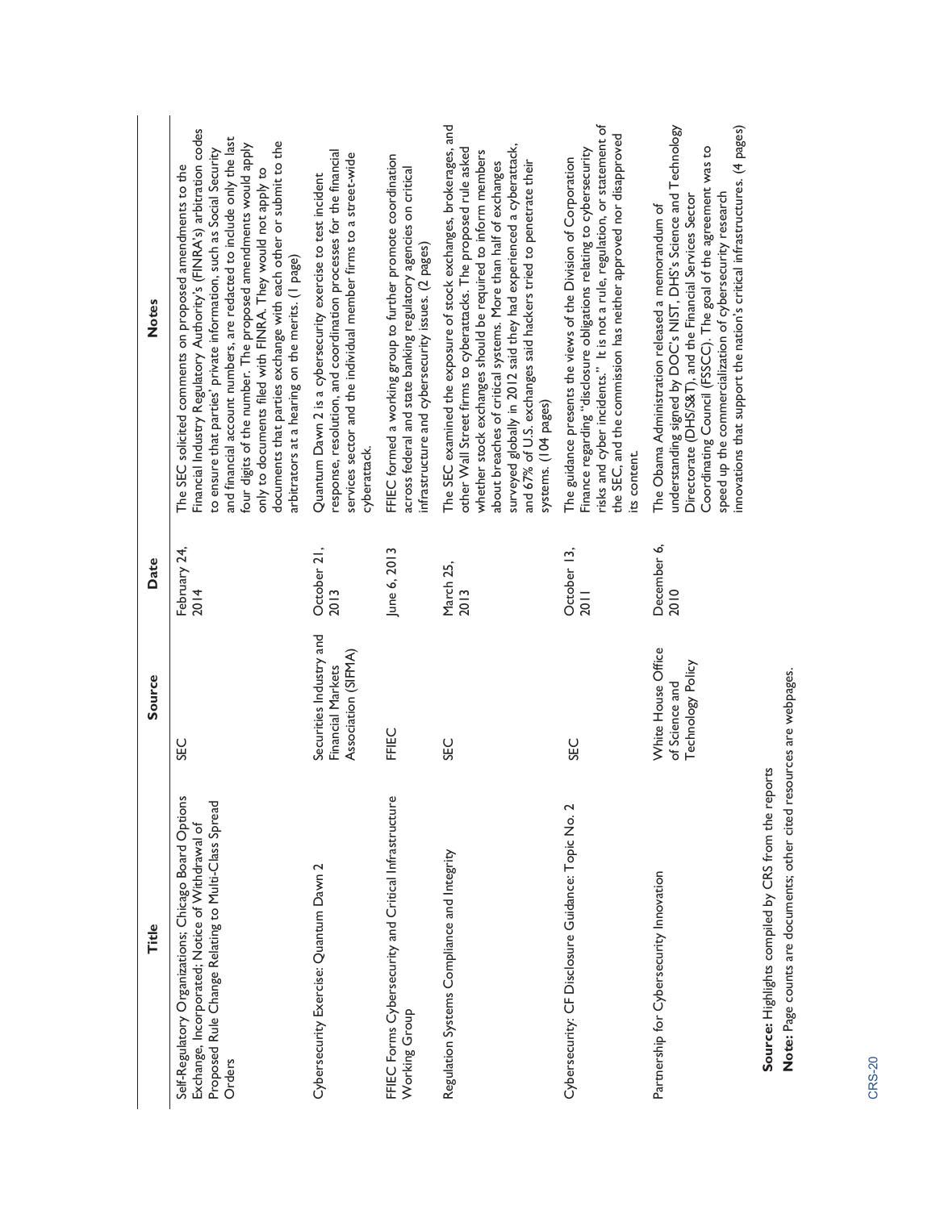| Title | Source | Date | Notes |
| --- | --- | --- | --- |
| Self-Regulatory Organizations; Chicago Board Options Exchange, Incorporated; Notice of Withdrawal of Proposed Rule Change Relating to Multi-Class Spread Orders | SEC | February 24, 2014 | The SEC solicited comments on proposed amendments to the Financial Industry Regulatory Authority's (FINRA's) arbitration codes to ensure that parties' private information, such as Social Security and financial account numbers, are redacted to include only the last four digits of the number. The proposed amendments would apply only to documents filed with FINRA. They would not apply to documents that parties exchange with each other or submit to the arbitrators at a hearing on the merits. (1 page) |
| Cybersecurity Exercise: Quantum Dawn 2 | Securities Industry and Financial Markets Association (SIFMA) | October 21, 2013 | Quantum Dawn 2 is a cybersecurity exercise to test incident response, resolution, and coordination processes for the financial services sector and the individual member firms to a street-wide cyberattack. |
| FFIEC Forms Cybersecurity and Critical Infrastructure Working Group | FFIEC | June 6, 2013 | FFIEC formed a working group to further promote coordination across federal and state banking regulatory agencies on critical infrastructure and cybersecurity issues. (2 pages) |
| Regulation Systems Compliance and Integrity | SEC | March 25, 2013 | The SEC examined the exposure of stock exchanges, brokerages, and other Wall Street firms to cyberattacks. The proposed rule asked whether stock exchanges should be required to inform members about breaches of critical systems. More than half of exchanges surveyed globally in 2012 said they had experienced a cyberattack, and 67% of U.S. exchanges said hackers tried to penetrate their systems. (104 pages) |
| Cybersecurity: CF Disclosure Guidance: Topic No. 2 | SEC | October 13, 2011 | The guidance presents the views of the Division of Corporation Finance regarding "disclosure obligations relating to cybersecurity risks and cyber incidents." It is not a rule, regulation, or statement of the SEC, and the commission has neither approved nor disapproved its content. |
| Partnership for Cybersecurity Innovation | White House Office of Science and Technology Policy | December 6, 2010 | The Obama Administration released a memorandum of understanding signed by DOC's NIST, DHS's Science and Technology Directorate (DHS/S&T), and the Financial Services Sector Coordinating Council (FSSCC). The goal of the agreement was to speed up the commercialization of cybersecurity research innovations that support the nation's critical infrastructures. (4 pages) |

**Source:** Highlights compiled by CRS from the reports

**Note:** Page counts are documents; other cited resources are webpages.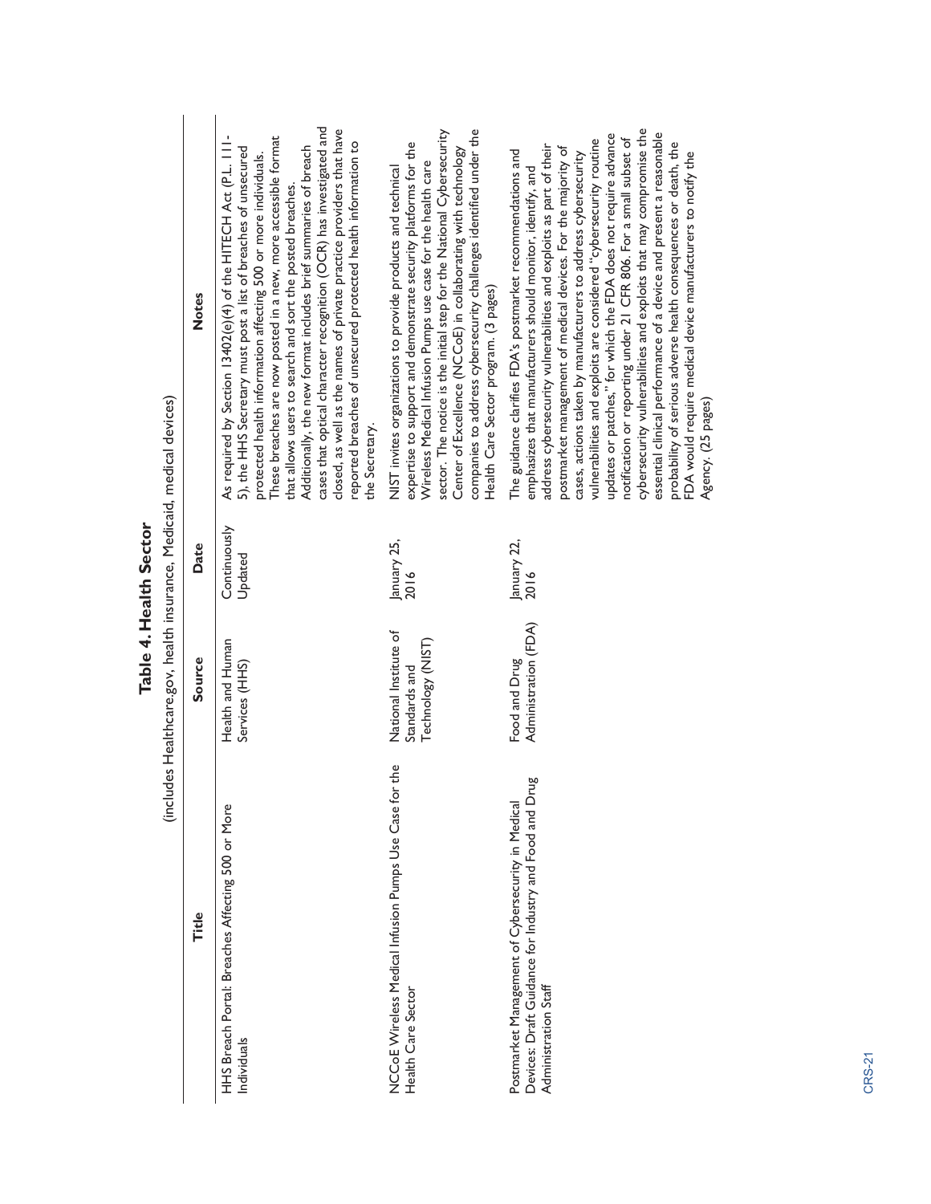**Table 4. Health Sector**

(includes Healthcare.gov, health insurance, Medicaid, medical devices)

| Title | Source | Date | Notes |
| --- | --- | --- | --- |
| HHS Breach Portal: Breaches Affecting 500 or More Individuals | Health and Human Services (HHS) | Continuously Updated | As required by Section 13402(e)(4) of the HITECH Act (P.L. 111-5), the HHS Secretary must post a list of breaches of unsecured protected health information affecting 500 or more individuals. These breaches are now posted in a new, more accessible format that allows users to search and sort the posted breaches. Additionally, the new format includes brief summaries of breach cases that optical character recognition (OCR) has investigated and closed, as well as the names of private practice providers that have reported breaches of unsecured protected health information to the Secretary. |
| NCCoE Wireless Medical Infusion Pumps Use Case for the Health Care Sector | National Institute of Standards and Technology (NIST) | January 25, 2016 | NIST invites organizations to provide products and technical expertise to support and demonstrate security platforms for the Wireless Medical Infusion Pumps use case for the health care sector. The notice is the initial step for the National Cybersecurity Center of Excellence (NCCoE) in collaborating with technology companies to address cybersecurity challenges identified under the Health Care Sector program. (3 pages) |
| Postmarket Management of Cybersecurity in Medical Devices: Draft Guidance for Industry and Food and Drug Administration Staff | Food and Drug Administration (FDA) | January 22, 2016 | The guidance clarifies FDA's postmarket recommendations and emphasizes that manufacturers should monitor, identify, and address cybersecurity vulnerabilities and exploits as part of their postmarket management of medical devices. For the majority of cases, actions taken by manufacturers to address cybersecurity vulnerabilities and exploits are considered "cybersecurity routine updates or patches," for which the FDA does not require advance notification or reporting under 21 CFR 806. For a small subset of cybersecurity vulnerabilities and exploits that may compromise the essential clinical performance of a device and present a reasonable probability of serious adverse health consequences or death, the FDA would require medical device manufacturers to notify the Agency. (25 pages) |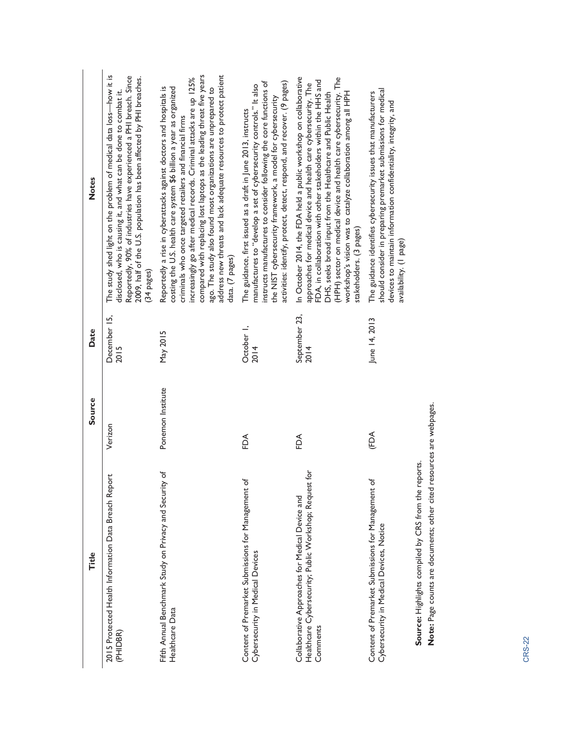| Title | Source | Date | Notes |
| --- | --- | --- | --- |
| 2015 Protected Health Information Data Breach Report (PHIDBR) | Verizon | December 15, 2015 | The study shed light on the problem of medical data loss—how it is disclosed, who is causing it, and what can be done to combat it. Reportedly, 90% of industries have experienced a PHI breach. Since 2009, half of the U.S. population has been affected by PHI breaches. (34 pages) |
| Fifth Annual Benchmark Study on Privacy and Security of Healthcare Data | Ponemon Institute | May 2015 | Reportedly a rise in cyberattacks against doctors and hospitals is costing the U.S. health care system $6 billion a year as organized criminals who once targeted retailers and financial firms increasingly go after medical records. Criminal attacks are up 125% compared with replacing lost laptops as the leading threat five years ago. The study also found most organizations are unprepared to address new threats and lack adequate resources to protect patient data. (7 pages) |
| Content of Premarket Submissions for Management of Cybersecurity in Medical Devices | FDA | October 1, 2014 | The guidance, first issued as a draft in June 2013, instructs manufactures to "develop a set of cybersecurity controls." It also instructs manufactures to consider following the core functions of the NIST cybersecurity framework, a model for cybersecurity activities: identify, protect, detect, respond, and recover. (9 pages) |
| Collaborative Approaches for Medical Device and Healthcare Cybersecurity; Public Workshop; Request for Comments | FDA | September 23, 2014 | In October 2014, the FDA held a public workshop on collaborative approaches for medical device and health care cybersecurity. The FDA, in collaboration with other stakeholders within the HHS and DHS, seeks broad input from the Healthcare and Public Health (HPH) sector on medical device and health care cybersecurity. The workshop's vision was to catalyze collaboration among all HPH stakeholders. (3 pages) |
| Content of Premarket Submissions for Management of Cybersecurity in Medical Devices, Notice | (FDA | June 14, 2013 | The guidance identifies cybersecurity issues that manufacturers should consider in preparing premarket submissions for medical devices to maintain information confidentiality, integrity, and availability. (1 page) |

**Source:** Highlights compiled by CRS from the reports.

**Note:** Page counts are documents; other cited resources are webpages.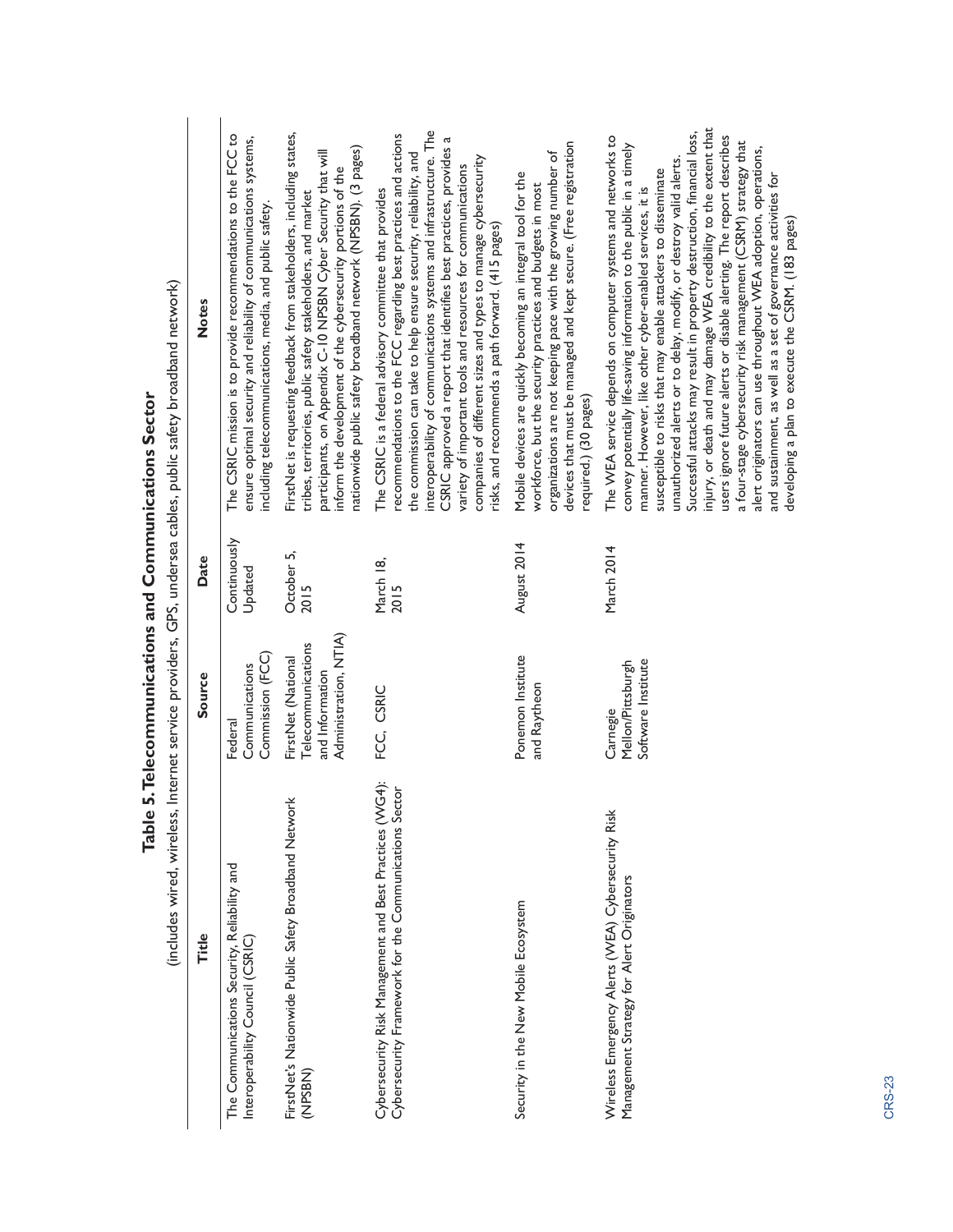**Table 5. Telecommunications and Communications Sector**

(includes wired, wireless, Internet service providers, GPS, undersea cables, public safety broadband network)

| Title | Source | Date | Notes |
| --- | --- | --- | --- |
| The Communications Security, Reliability and Interoperability Council (CSRIC) | Federal Communications Commission (FCC) | Continuously Updated | The CSRIC mission is to provide recommendations to the FCC to ensure optimal security and reliability of communications systems, including telecommunications, media, and public safety. |
| FirstNet's Nationwide Public Safety Broadband Network (NPSBN) | FirstNet (National Telecommunications and Information Administration, NTIA) | October 5, 2015 | FirstNet is requesting feedback from stakeholders, including states, tribes, territories, public safety stakeholders, and market participants, on Appendix C-10 NPSBN Cyber Security that will inform the development of the cybersecurity portions of the nationwide public safety broadband network (NPSBN). (3 pages) |
| Cybersecurity Risk Management and Best Practices (WG4): Cybersecurity Framework for the Communications Sector | FCC, CSRIC | March 18, 2015 | The CSRIC is a federal advisory committee that provides recommendations to the FCC regarding best practices and actions the commission can take to help ensure security, reliability, and interoperability of communications systems and infrastructure. The CSRIC approved a report that identifies best practices, provides a variety of important tools and resources for communications companies of different sizes and types to manage cybersecurity risks, and recommends a path forward. (415 pages) |
| Security in the New Mobile Ecosystem | Ponemon Institute and Raytheon | August 2014 | Mobile devices are quickly becoming an integral tool for the workforce, but the security practices and budgets in most organizations are not keeping pace with the growing number of devices that must be managed and kept secure. (Free registration required.) (30 pages) |
| Wireless Emergency Alerts (WEA) Cybersecurity Risk Management Strategy for Alert Originators | Carnegie Mellon/Pittsburgh Software Institute | March 2014 | The WEA service depends on computer systems and networks to convey potentially life-saving information to the public in a timely manner. However, like other cyber-enabled services, it is susceptible to risks that may enable attackers to disseminate unauthorized alerts or to delay, modify, or destroy valid alerts. Successful attacks may result in property destruction, financial loss, injury, or death and may damage WEA credibility to the extent that users ignore future alerts or disable alerting. The report describes a four-stage cybersecurity risk management (CSRM) strategy that alert originators can use throughout WEA adoption, operations, and sustainment, as well as a set of governance activities for developing a plan to execute the CSRM. (183 pages) |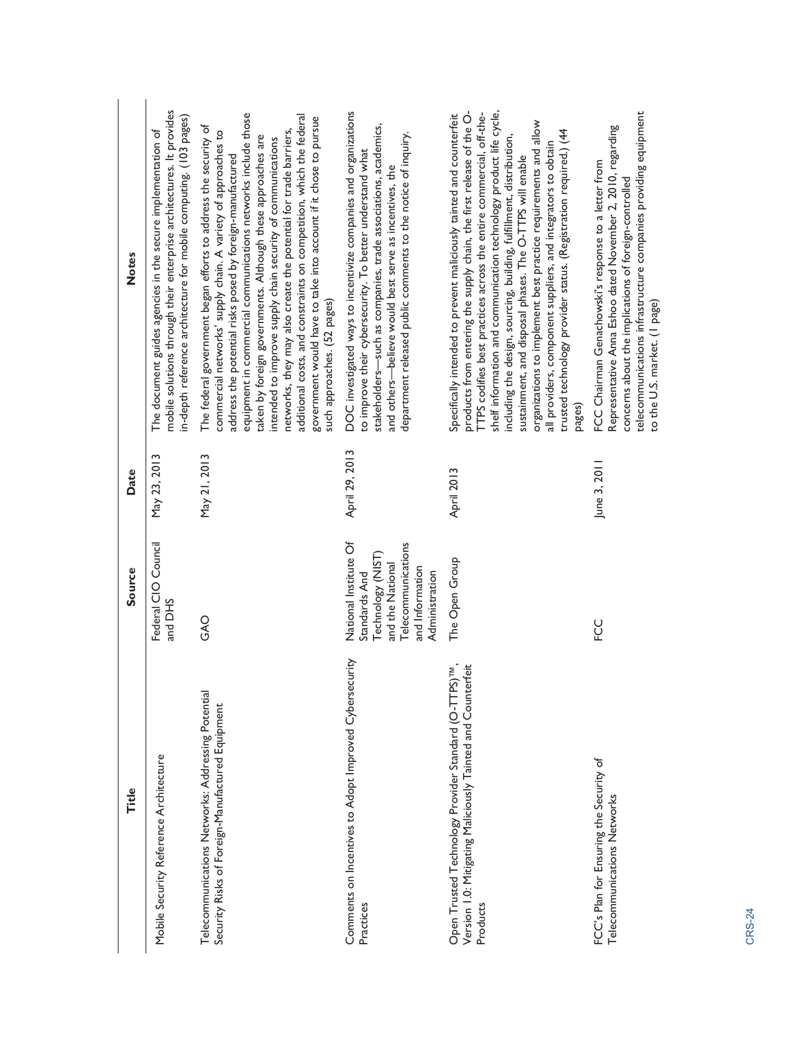| Title | Source | Date | Notes |
| --- | --- | --- | --- |
| Mobile Security Reference Architecture | Federal CIO Council and DHS | May 23, 2013 | The document guides agencies in the secure implementation of mobile solutions through their enterprise architectures. It provides in-depth reference architecture for mobile computing. (103 pages) |
| Telecommunications Networks: Addressing Potential Security Risks of Foreign-Manufactured Equipment | GAO | May 21, 2013 | The federal government began efforts to address the security of commercial networks' supply chain. A variety of approaches to address the potential risks posed by foreign-manufactured equipment in commercial communications networks include those taken by foreign governments. Although these approaches are intended to improve supply chain security of communications networks, they may also create the potential for trade barriers, additional costs, and constraints on competition, which the federal government would have to take into account if it chose to pursue such approaches. (52 pages) |
| Comments on Incentives to Adopt Improved Cybersecurity Practices | National Institute Of Standards And Technology (NIST) and the National Telecommunications and Information Administration | April 29, 2013 | DOC investigated ways to incentivize companies and organizations to improve their cybersecurity. To better understand what stakeholders—such as companies, trade associations, academics, and others—believe would best serve as incentives, the department released public comments to the notice of inquiry. |
| Open Trusted Technology Provider Standard (O-TTPS)™, Version 1.0: Mitigating Maliciously Tainted and Counterfeit Products | The Open Group | April 2013 | Specifically intended to prevent maliciously tainted and counterfeit products from entering the supply chain, the first release of the O-TTPS codifies best practices across the entire commercial, off-the-shelf information and communication technology product life cycle, including the design, sourcing, building, fulfillment, distribution, sustainment, and disposal phases. The O-TTPS will enable organizations to implement best practice requirements and allow all providers, component suppliers, and integrators to obtain trusted technology provider status. (Registration required.) (44 pages) |
| FCC's Plan for Ensuring the Security of Telecommunications Networks | FCC | June 3, 2011 | FCC Chairman Genachowski's response to a letter from Representative Anna Eshoo dated November 2, 2010, regarding concerns about the implications of foreign-controlled telecommunications infrastructure companies providing equipment to the U.S. market. (1 page) |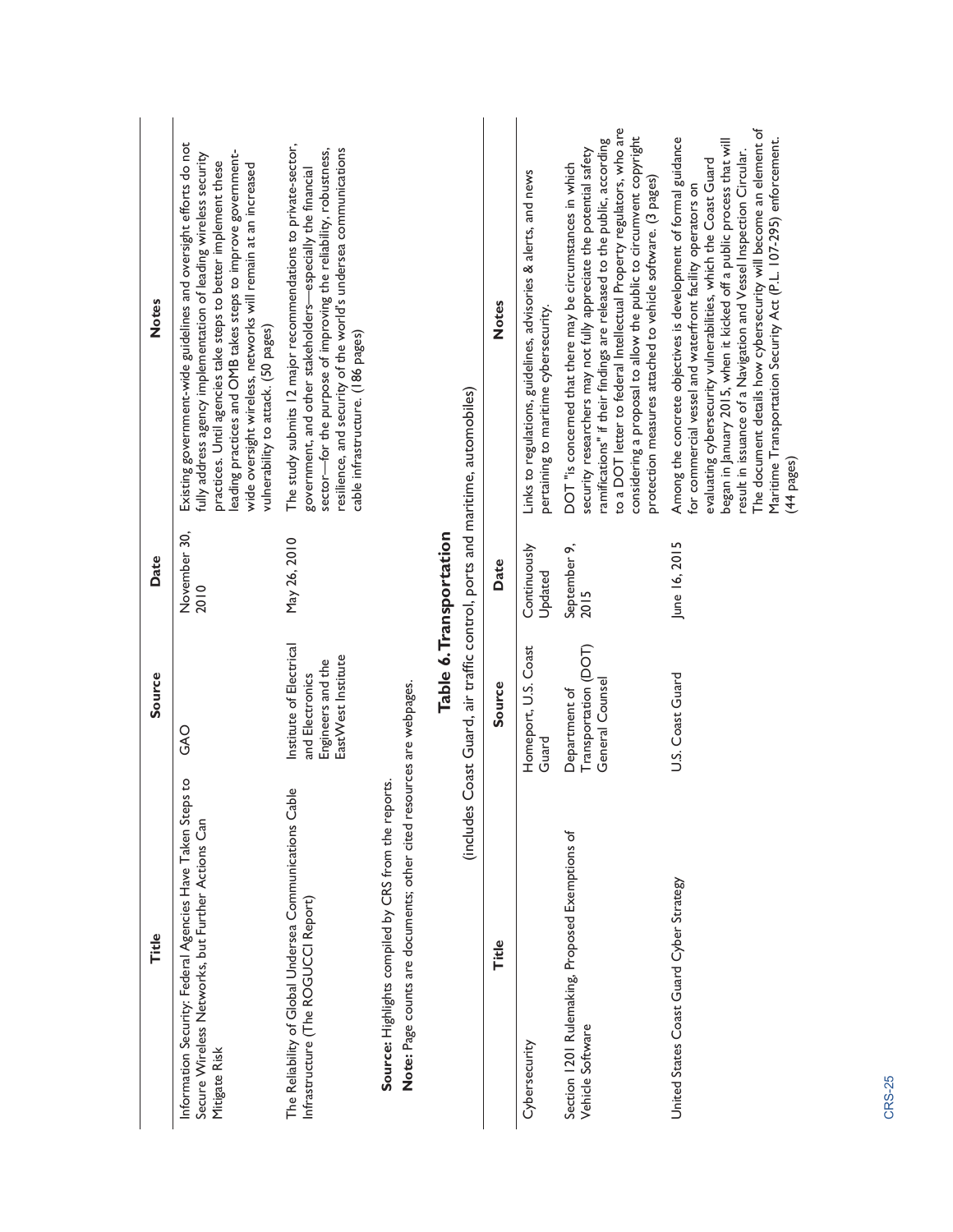| Title | Source | Date | Notes |
|---|---|---|---|
| Information Security: Federal Agencies Have Taken Steps to Secure Wireless Networks, but Further Actions Can Mitigate Risk | GAO | November 30, 2010 | Existing government-wide guidelines and oversight efforts do not fully address agency implementation of leading wireless security practices. Until agencies take steps to better implement these leading practices and OMB takes steps to improve government-wide oversight wireless, networks will remain at an increased vulnerability to attack. (50 pages) |
| The Reliability of Global Undersea Communications Cable Infrastructure (The ROGUCCI Report) | Institute of Electrical and Electronics Engineers and the EastWest Institute | May 26, 2010 | The study submits 12 major recommendations to private-sector, government, and other stakeholders—especially the financial sector—for the purpose of improving the reliability, robustness, resilience, and security of the world's undersea communications cable infrastructure. (186 pages) |

**Source:** Highlights compiled by CRS from the reports.

**Note:** Page counts are documents; other cited resources are webpages.

## Table 6. Transportation

(includes Coast Guard, air traffic control, ports and maritime, automobiles)

| Title | Source | Date | Notes |
|---|---|---|---|
| Cybersecurity | Homeport, U.S. Coast Guard | Continuously Updated | Links to regulations, guidelines, advisories & alerts, and news pertaining to maritime cybersecurity. |
| Section 1201 Rulemaking, Proposed Exemptions of Vehicle Software | Department of Transportation (DOT) General Counsel | September 9, 2015 | DOT "is concerned that there may be circumstances in which security researchers may not fully appreciate the potential safety ramifications" if their findings are released to the public, according to a DOT letter to federal Intellectual Property regulators, who are considering a proposal to allow the public to circumvent copyright protection measures attached to vehicle software. (3 pages) |
| United States Coast Guard Cyber Strategy | U.S. Coast Guard | June 16, 2015 | Among the concrete objectives is development of formal guidance for commercial vessel and waterfront facility operators on evaluating cybersecurity vulnerabilities, which the Coast Guard began in January 2015, when it kicked off a public process that will result in issuance of a Navigation and Vessel Inspection Circular. The document details how cybersecurity will become an element of Maritime Transportation Security Act (P.L. 107-295) enforcement. (44 pages) |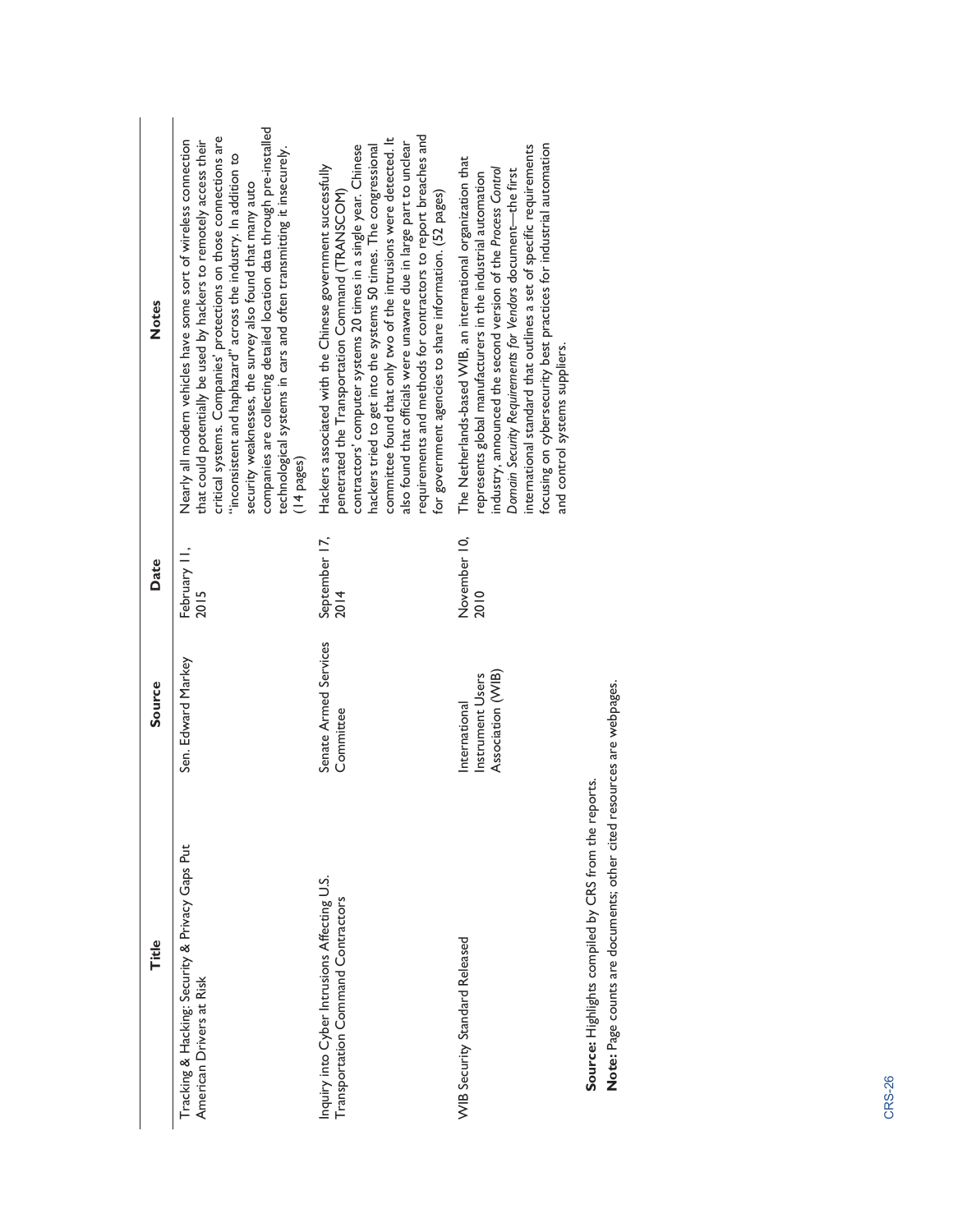| Title | Source | Date | Notes |
| --- | --- | --- | --- |
| Tracking & Hacking: Security & Privacy Gaps Put American Drivers at Risk | Sen. Edward Markey | February 11, 2015 | Nearly all modern vehicles have some sort of wireless connection that could potentially be used by hackers to remotely access their critical systems. Companies' protections on those connections are "inconsistent and haphazard" across the industry. In addition to security weaknesses, the survey also found that many auto companies are collecting detailed location data through pre-installed technological systems in cars and often transmitting it insecurely. (14 pages) |
| Inquiry into Cyber Intrusions Affecting U.S. Transportation Command Contractors | Senate Armed Services Committee | September 17, 2014 | Hackers associated with the Chinese government successfully penetrated the Transportation Command (TRANSCOM) contractors' computer systems 20 times in a single year. Chinese hackers tried to get into the systems 50 times. The congressional committee found that only two of the intrusions were detected. It also found that officials were unaware due in large part to unclear requirements and methods for contractors to report breaches and for government agencies to share information. (52 pages) |
| WIB Security Standard Released | International Instrument Users Association (WIB) | November 10, 2010 | The Netherlands-based WIB, an international organization that represents global manufacturers in the industrial automation industry, announced the second version of the *Process Control Domain Security Requirements for Vendors* document—the first international standard that outlines a set of specific requirements focusing on cybersecurity best practices for industrial automation and control systems suppliers. |

**Source:** Highlights compiled by CRS from the reports.

**Note:** Page counts are documents; other cited resources are webpages.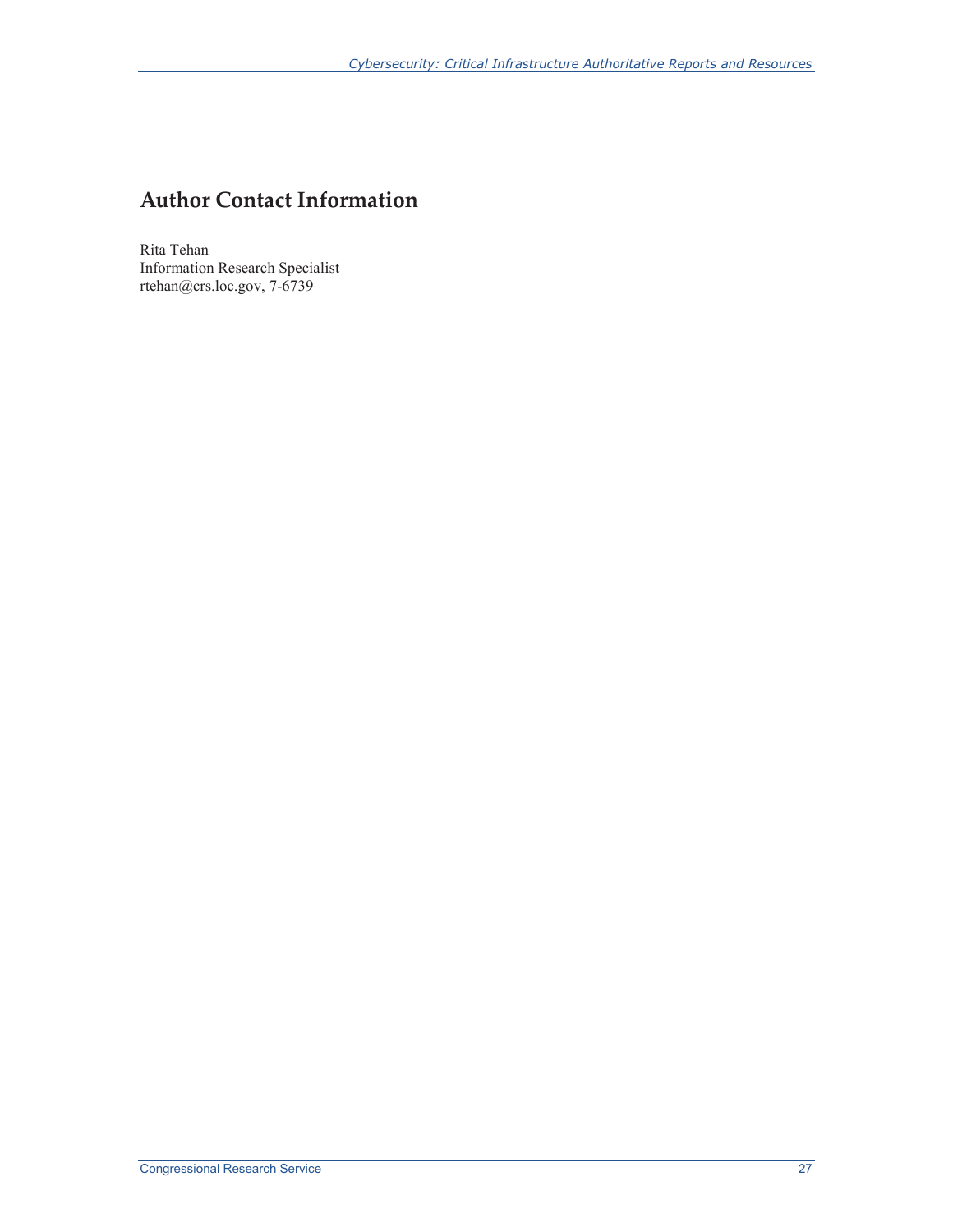## Author Contact Information

Rita Tehan
Information Research Specialist
rtehan@crs.loc.gov, 7-6739